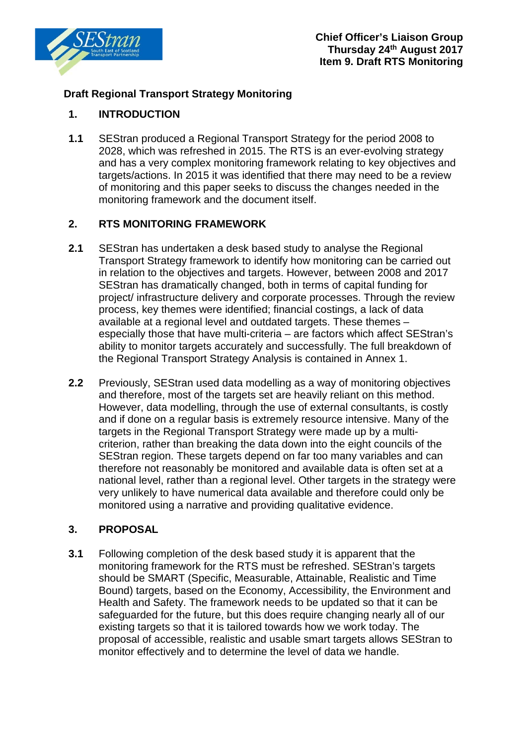**Chief Officer's Liaison Group**
**Thursday 24th August 2017**
**Item 9. Draft RTS Monitoring**

## Draft Regional Transport Strategy Monitoring

### 1. INTRODUCTION

**1.1** SEStran produced a Regional Transport Strategy for the period 2008 to 2028, which was refreshed in 2015. The RTS is an ever-evolving strategy and has a very complex monitoring framework relating to key objectives and targets/actions. In 2015 it was identified that there may need to be a review of monitoring and this paper seeks to discuss the changes needed in the monitoring framework and the document itself.

### 2. RTS MONITORING FRAMEWORK

**2.1** SEStran has undertaken a desk based study to analyse the Regional Transport Strategy framework to identify how monitoring can be carried out in relation to the objectives and targets. However, between 2008 and 2017 SEStran has dramatically changed, both in terms of capital funding for project/ infrastructure delivery and corporate processes. Through the review process, key themes were identified; financial costings, a lack of data available at a regional level and outdated targets. These themes – especially those that have multi-criteria – are factors which affect SEStran's ability to monitor targets accurately and successfully. The full breakdown of the Regional Transport Strategy Analysis is contained in Annex 1.

**2.2** Previously, SEStran used data modelling as a way of monitoring objectives and therefore, most of the targets set are heavily reliant on this method. However, data modelling, through the use of external consultants, is costly and if done on a regular basis is extremely resource intensive. Many of the targets in the Regional Transport Strategy were made up by a multi-criterion, rather than breaking the data down into the eight councils of the SEStran region. These targets depend on far too many variables and can therefore not reasonably be monitored and available data is often set at a national level, rather than a regional level. Other targets in the strategy were very unlikely to have numerical data available and therefore could only be monitored using a narrative and providing qualitative evidence.

### 3. PROPOSAL

**3.1** Following completion of the desk based study it is apparent that the monitoring framework for the RTS must be refreshed. SEStran's targets should be SMART (Specific, Measurable, Attainable, Realistic and Time Bound) targets, based on the Economy, Accessibility, the Environment and Health and Safety. The framework needs to be updated so that it can be safeguarded for the future, but this does require changing nearly all of our existing targets so that it is tailored towards how we work today. The proposal of accessible, realistic and usable smart targets allows SEStran to monitor effectively and to determine the level of data we handle.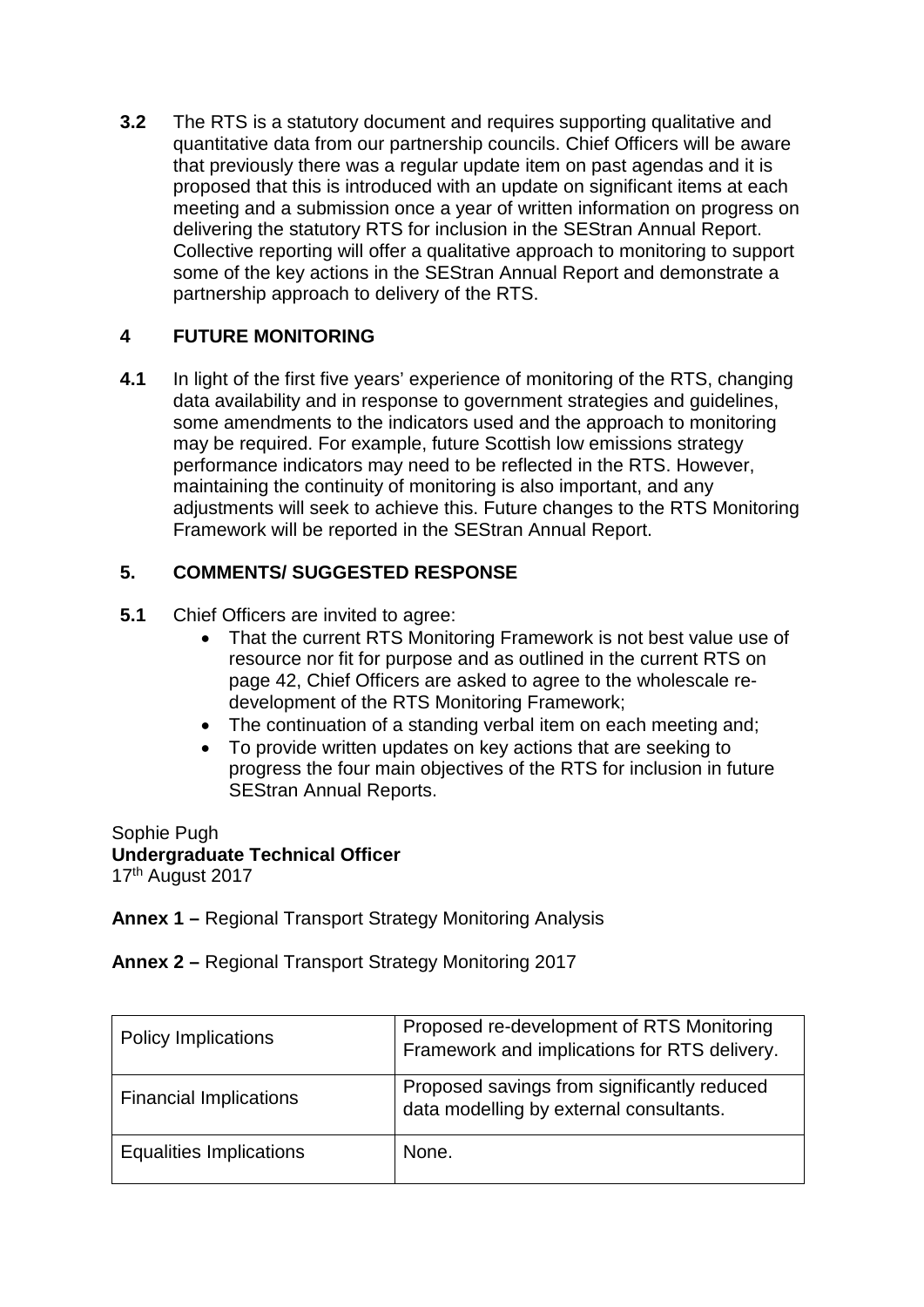**3.2** The RTS is a statutory document and requires supporting qualitative and quantitative data from our partnership councils. Chief Officers will be aware that previously there was a regular update item on past agendas and it is proposed that this is introduced with an update on significant items at each meeting and a submission once a year of written information on progress on delivering the statutory RTS for inclusion in the SEStran Annual Report. Collective reporting will offer a qualitative approach to monitoring to support some of the key actions in the SEStran Annual Report and demonstrate a partnership approach to delivery of the RTS.

## 4 FUTURE MONITORING

**4.1** In light of the first five years' experience of monitoring of the RTS, changing data availability and in response to government strategies and guidelines, some amendments to the indicators used and the approach to monitoring may be required. For example, future Scottish low emissions strategy performance indicators may need to be reflected in the RTS. However, maintaining the continuity of monitoring is also important, and any adjustments will seek to achieve this. Future changes to the RTS Monitoring Framework will be reported in the SEStran Annual Report.

## 5. COMMENTS/ SUGGESTED RESPONSE

**5.1** Chief Officers are invited to agree:

- That the current RTS Monitoring Framework is not best value use of resource nor fit for purpose and as outlined in the current RTS on page 42, Chief Officers are asked to agree to the wholescale re-development of the RTS Monitoring Framework;
- The continuation of a standing verbal item on each meeting and;
- To provide written updates on key actions that are seeking to progress the four main objectives of the RTS for inclusion in future SEStran Annual Reports.

Sophie Pugh
**Undergraduate Technical Officer**
17th August 2017

**Annex 1 –** Regional Transport Strategy Monitoring Analysis

**Annex 2 –** Regional Transport Strategy Monitoring 2017

| | |
|---|---|
| Policy Implications | Proposed re-development of RTS Monitoring Framework and implications for RTS delivery. |
| Financial Implications | Proposed savings from significantly reduced data modelling by external consultants. |
| Equalities Implications | None. |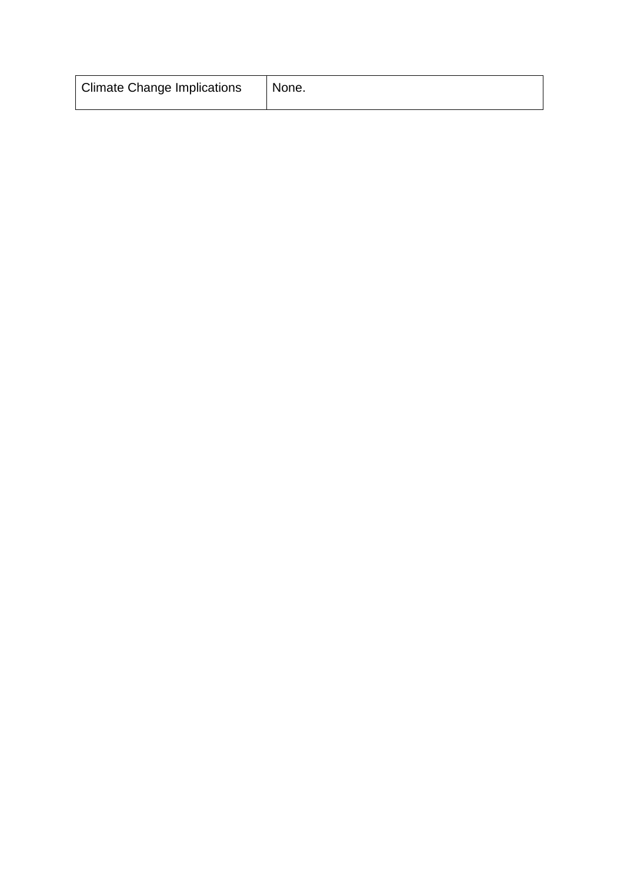| Climate Change Implications | None. |
|---|---|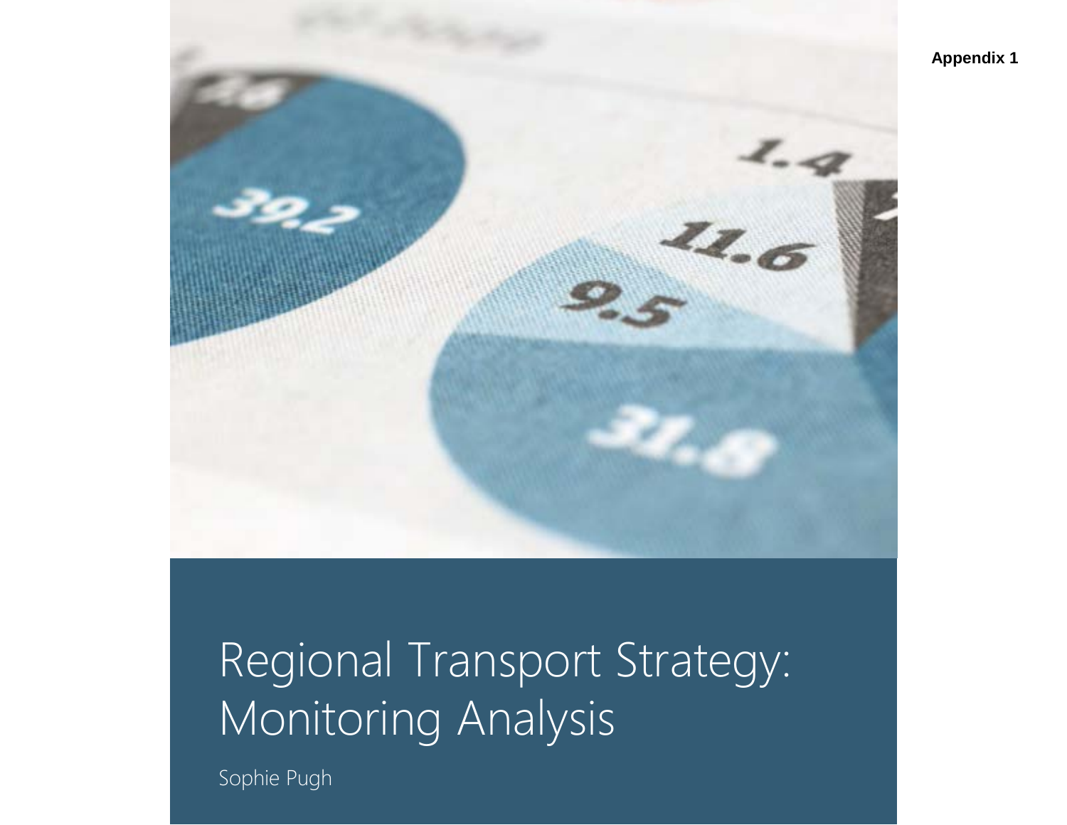**Appendix 1**

# Regional Transport Strategy: Monitoring Analysis

Sophie Pugh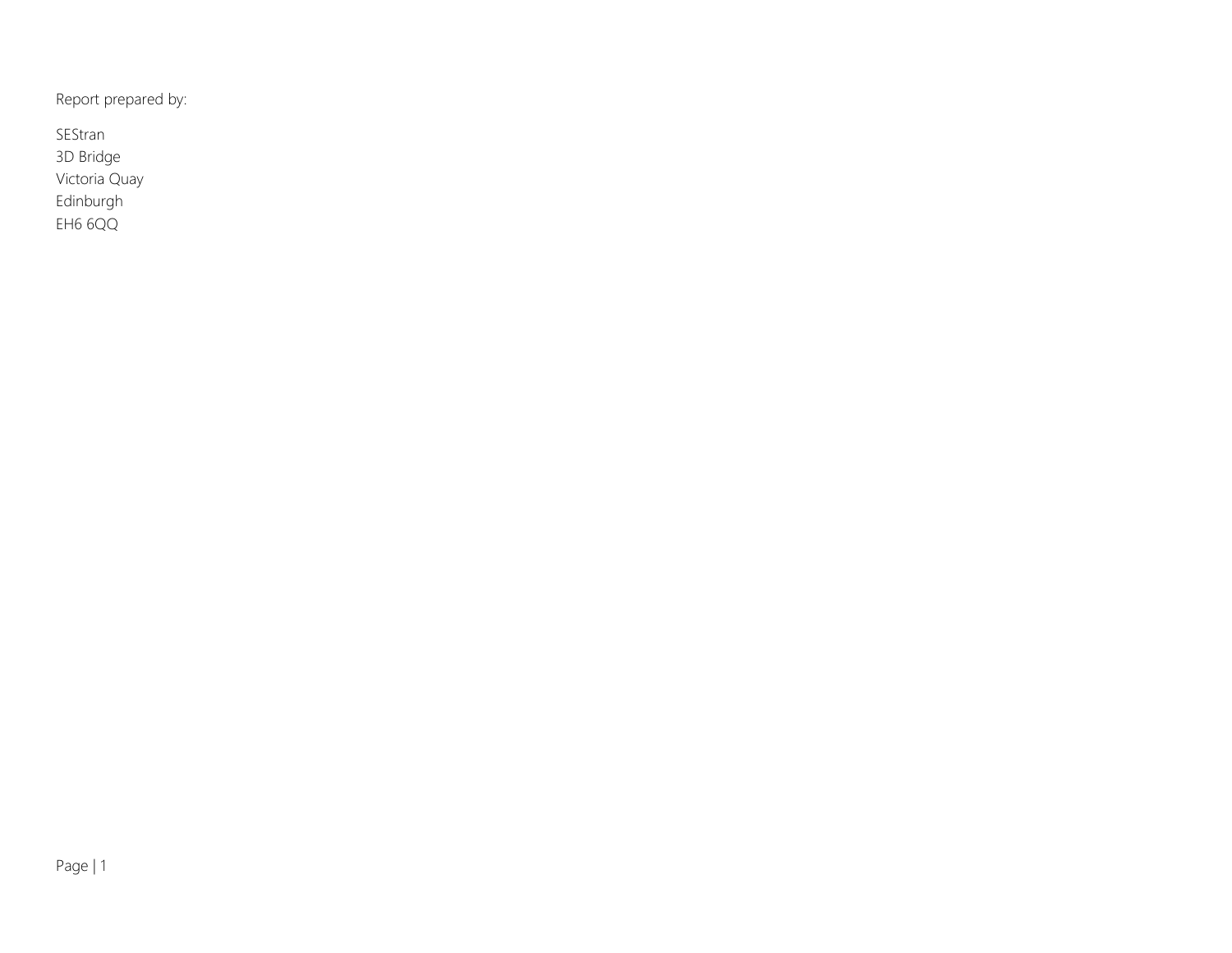Report prepared by:

SEStran
3D Bridge
Victoria Quay
Edinburgh
EH6 6QQ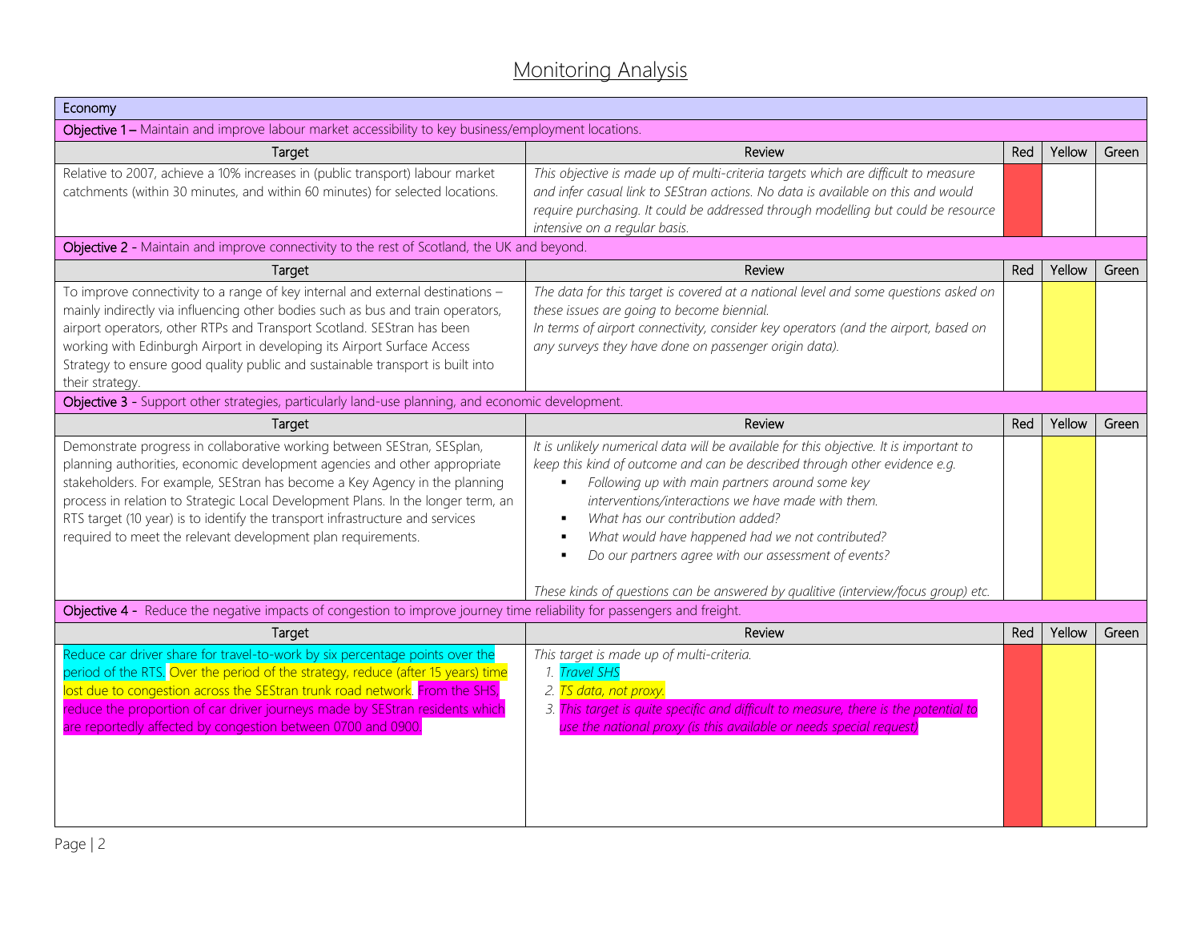# Monitoring Analysis

## Economy

**Objective 1 –** Maintain and improve labour market accessibility to key business/employment locations.

| Target | Review | Red | Yellow | Green |
|---|---|---|---|---|
| Relative to 2007, achieve a 10% increases in (public transport) labour market catchments (within 30 minutes, and within 60 minutes) for selected locations. | *This objective is made up of multi-criteria targets which are difficult to measure and infer casual link to SEStran actions. No data is available on this and would require purchasing. It could be addressed through modelling but could be resource intensive on a regular basis.* | ■ | | |

**Objective 2 -** Maintain and improve connectivity to the rest of Scotland, the UK and beyond.

| Target | Review | Red | Yellow | Green |
|---|---|---|---|---|
| To improve connectivity to a range of key internal and external destinations – mainly indirectly via influencing other bodies such as bus and train operators, airport operators, other RTPs and Transport Scotland. SEStran has been working with Edinburgh Airport in developing its Airport Surface Access Strategy to ensure good quality public and sustainable transport is built into their strategy. | *The data for this target is covered at a national level and some questions asked on these issues are going to become biennial.*<br>*In terms of airport connectivity, consider key operators (and the airport, based on any surveys they have done on passenger origin data).* | | ■ | |

**Objective 3 -** Support other strategies, particularly land-use planning, and economic development.

| Target | Review | Red | Yellow | Green |
|---|---|---|---|---|
| Demonstrate progress in collaborative working between SEStran, SESplan, planning authorities, economic development agencies and other appropriate stakeholders. For example, SEStran has become a Key Agency in the planning process in relation to Strategic Local Development Plans. In the longer term, an RTS target (10 year) is to identify the transport infrastructure and services required to meet the relevant development plan requirements. | *It is unlikely numerical data will be available for this objective. It is important to keep this kind of outcome and can be described through other evidence e.g.*<br>▪ *Following up with main partners around some key interventions/interactions we have made with them.*<br>▪ *What has our contribution added?*<br>▪ *What would have happened had we not contributed?*<br>▪ *Do our partners agree with our assessment of events?*<br><br>*These kinds of questions can be answered by qualitive (interview/focus group) etc.* | | ■ | |

**Objective 4 -** Reduce the negative impacts of congestion to improve journey time reliability for passengers and freight.

| Target | Review | Red | Yellow | Green |
|---|---|---|---|---|
| Reduce car driver share for travel-to-work by six percentage points over the period of the RTS. Over the period of the strategy, reduce (after 15 years) time lost due to congestion across the SEStran trunk road network. From the SHS, reduce the proportion of car driver journeys made by SEStran residents which are reportedly affected by congestion between 0700 and 0900. | *This target is made up of multi-criteria.*<br>1. *Travel SHS*<br>2. *TS data, not proxy.*<br>3. *This target is quite specific and difficult to measure, there is the potential to use the national proxy (is this available or needs special request)* | ■ | ■ | |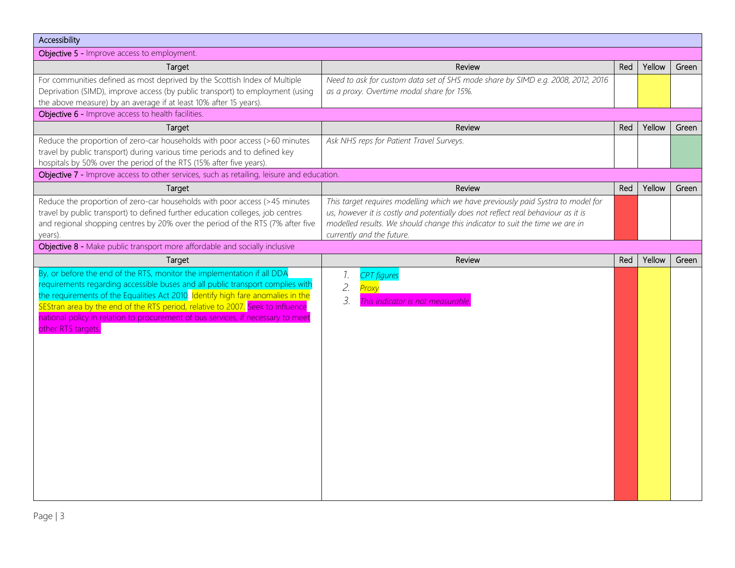| Accessibility | | | | |
|---|---|---|---|---|
| **Objective 5 -** Improve access to employment. | | | | |
| Target | Review | Red | Yellow | Green |
| For communities defined as most deprived by the Scottish Index of Multiple Deprivation (SIMD), improve access (by public transport) to employment (using the above measure) by an average if at least 10% after 15 years). | *Need to ask for custom data set of SHS mode share by SIMD e.g. 2008, 2012, 2016 as a proxy. Overtime modal share for 15%.* | | Yellow | |
| **Objective 6 -** Improve access to health facilities. | | | | |
| Target | Review | Red | Yellow | Green |
| Reduce the proportion of zero-car households with poor access (>60 minutes travel by public transport) during various time periods and to defined key hospitals by 50% over the period of the RTS (15% after five years). | *Ask NHS reps for Patient Travel Surveys.* | | | Green |
| **Objective 7 -** Improve access to other services, such as retailing, leisure and education. | | | | |
| Target | Review | Red | Yellow | Green |
| Reduce the proportion of zero-car households with poor access (>45 minutes travel by public transport) to defined further education colleges, job centres and regional shopping centres by 20% over the period of the RTS (7% after five years). | *This target requires modelling which we have previously paid Systra to model for us, however it is costly and potentially does not reflect real behaviour as it is modelled results. We should change this indicator to suit the time we are in currently and the future.* | Red | | |
| **Objective 8 -** Make public transport more affordable and socially inclusive | | | | |
| Target | Review | Red | Yellow | Green |
| By, or before the end of the RTS, monitor the implementation if all DDA requirements regarding accessible buses and all public transport complies with the requirements of the Equalities Act 2010. Identify high fare anomalies in the SEStran area by the end of the RTS period, relative to 2007. Seek to influence national policy in relation to procurement of bus services, if necessary to meet other RTS targets. | 1. *CPT figures*<br>2. *Proxy*<br>3. *This indicator is not measurable.* | Red | Yellow | |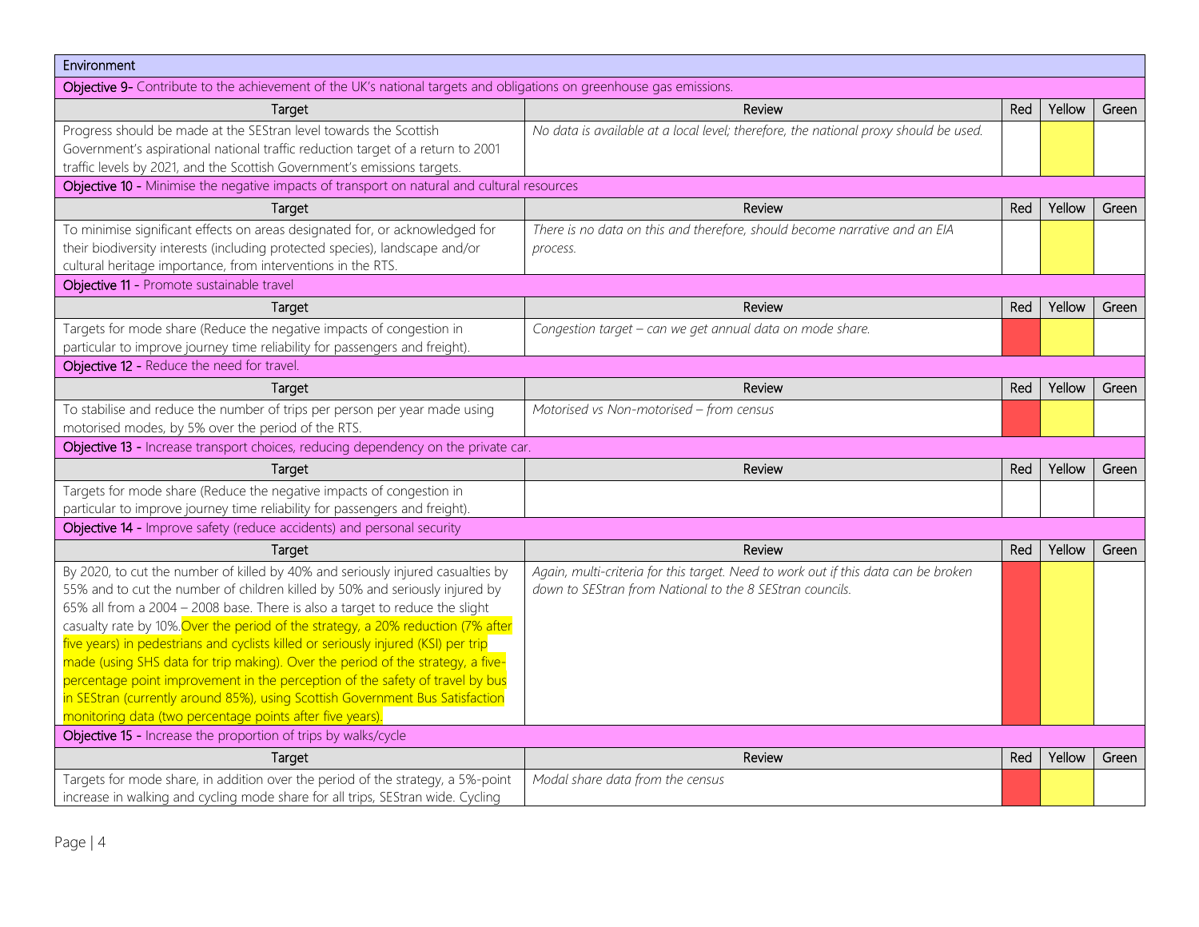| Environment | | | | |
|---|---|---|---|---|
| **Objective 9-** Contribute to the achievement of the UK's national targets and obligations on greenhouse gas emissions. | | | | |
| Target | Review | Red | Yellow | Green |
| Progress should be made at the SEStran level towards the Scottish Government's aspirational national traffic reduction target of a return to 2001 traffic levels by 2021, and the Scottish Government's emissions targets. | *No data is available at a local level; therefore, the national proxy should be used.* | | | |
| **Objective 10 -** Minimise the negative impacts of transport on natural and cultural resources | | | | |
| Target | Review | Red | Yellow | Green |
| To minimise significant effects on areas designated for, or acknowledged for their biodiversity interests (including protected species), landscape and/or cultural heritage importance, from interventions in the RTS. | *There is no data on this and therefore, should become narrative and an EIA process.* | | | |
| **Objective 11 -** Promote sustainable travel | | | | |
| Target | Review | Red | Yellow | Green |
| Targets for mode share (Reduce the negative impacts of congestion in particular to improve journey time reliability for passengers and freight). | *Congestion target – can we get annual data on mode share.* | | | |
| **Objective 12 -** Reduce the need for travel. | | | | |
| Target | Review | Red | Yellow | Green |
| To stabilise and reduce the number of trips per person per year made using motorised modes, by 5% over the period of the RTS. | *Motorised vs Non-motorised – from census* | | | |
| **Objective 13 -** Increase transport choices, reducing dependency on the private car. | | | | |
| Target | Review | Red | Yellow | Green |
| Targets for mode share (Reduce the negative impacts of congestion in particular to improve journey time reliability for passengers and freight). | | | | |
| **Objective 14 -** Improve safety (reduce accidents) and personal security | | | | |
| Target | Review | Red | Yellow | Green |
| By 2020, to cut the number of killed by 40% and seriously injured casualties by 55% and to cut the number of children killed by 50% and seriously injured by 65% all from a 2004 – 2008 base. There is also a target to reduce the slight casualty rate by 10%. Over the period of the strategy, a 20% reduction (7% after five years) in pedestrians and cyclists killed or seriously injured (KSI) per trip made (using SHS data for trip making). Over the period of the strategy, a five-percentage point improvement in the perception of the safety of travel by bus in SEStran (currently around 85%), using Scottish Government Bus Satisfaction monitoring data (two percentage points after five years). | *Again, multi-criteria for this target. Need to work out if this data can be broken down to SEStran from National to the 8 SEStran councils.* | | | |
| **Objective 15 -** Increase the proportion of trips by walks/cycle | | | | |
| Target | Review | Red | Yellow | Green |
| Targets for mode share, in addition over the period of the strategy, a 5%-point increase in walking and cycling mode share for all trips, SEStran wide. Cycling | *Modal share data from the census* | | | |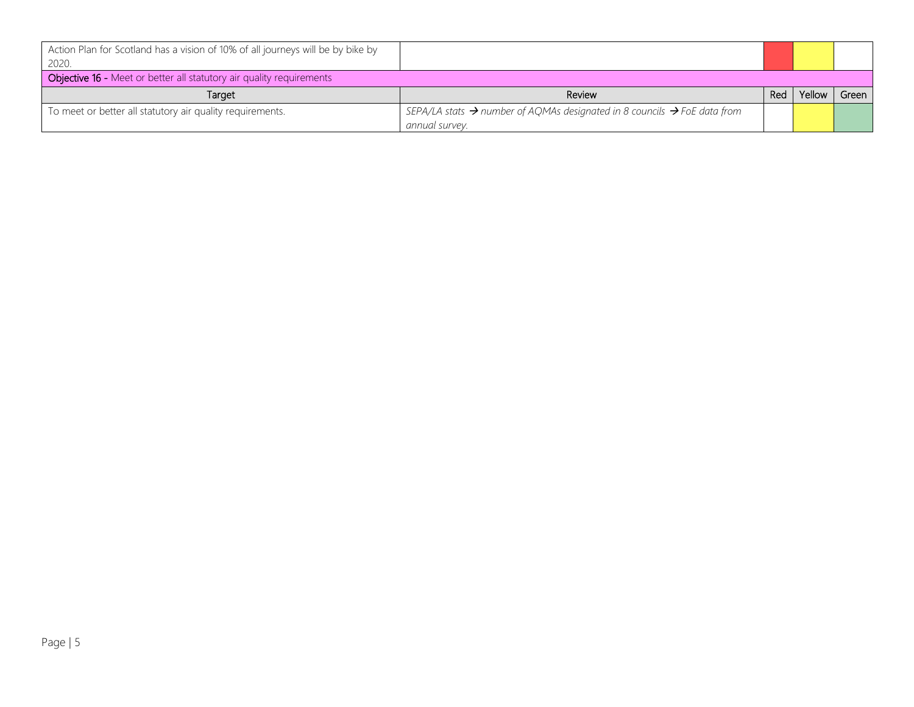| Target | Review | Red | Yellow | Green |
| --- | --- | --- | --- | --- |
| Action Plan for Scotland has a vision of 10% of all journeys will be by bike by 2020. | | | | |

**Objective 16 -** Meet or better all statutory air quality requirements

| Target | Review | Red | Yellow | Green |
| --- | --- | --- | --- | --- |
| To meet or better all statutory air quality requirements. | *SEPA/LA stats → number of AQMAs designated in 8 councils → FoE data from annual survey.* | | | |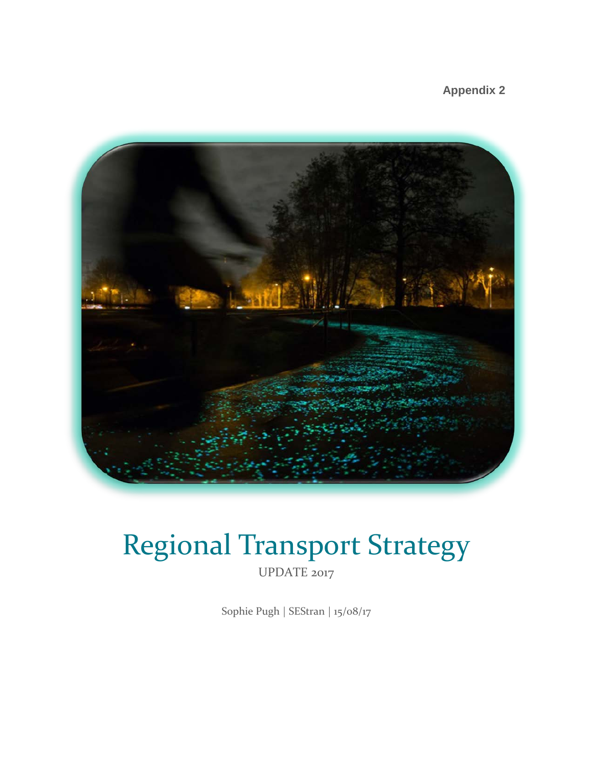Appendix 2

# Regional Transport Strategy

UPDATE 2017

Sophie Pugh | SEStran | 15/08/17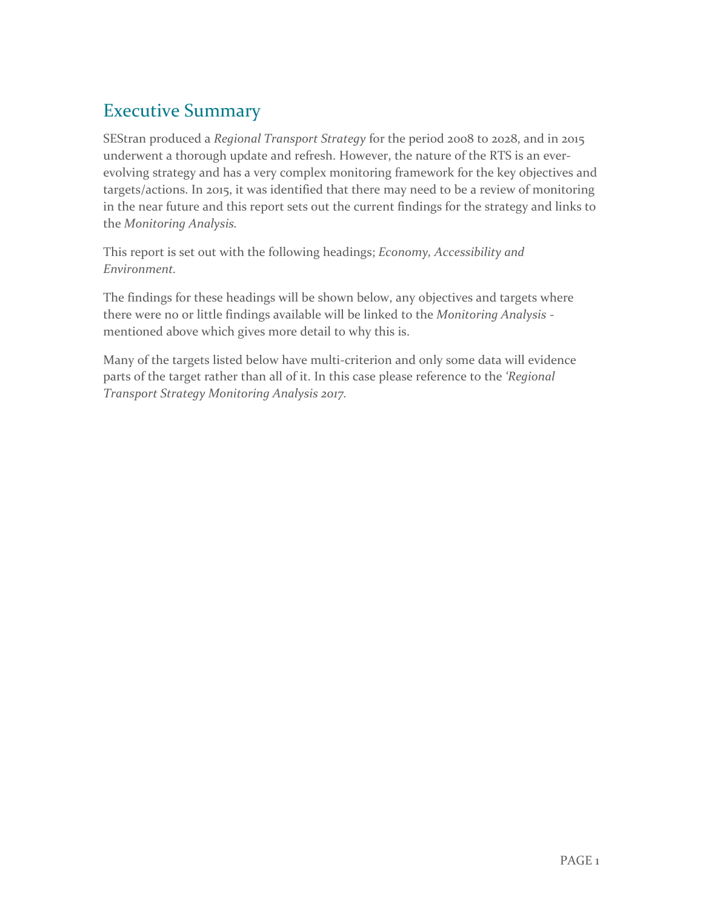## Executive Summary

SEStran produced a *Regional Transport Strategy* for the period 2008 to 2028, and in 2015 underwent a thorough update and refresh. However, the nature of the RTS is an ever-evolving strategy and has a very complex monitoring framework for the key objectives and targets/actions. In 2015, it was identified that there may need to be a review of monitoring in the near future and this report sets out the current findings for the strategy and links to the *Monitoring Analysis.*

This report is set out with the following headings; *Economy, Accessibility and Environment.*

The findings for these headings will be shown below, any objectives and targets where there were no or little findings available will be linked to the *Monitoring Analysis* - mentioned above which gives more detail to why this is.

Many of the targets listed below have multi-criterion and only some data will evidence parts of the target rather than all of it. In this case please reference to the *'Regional Transport Strategy Monitoring Analysis 2017.*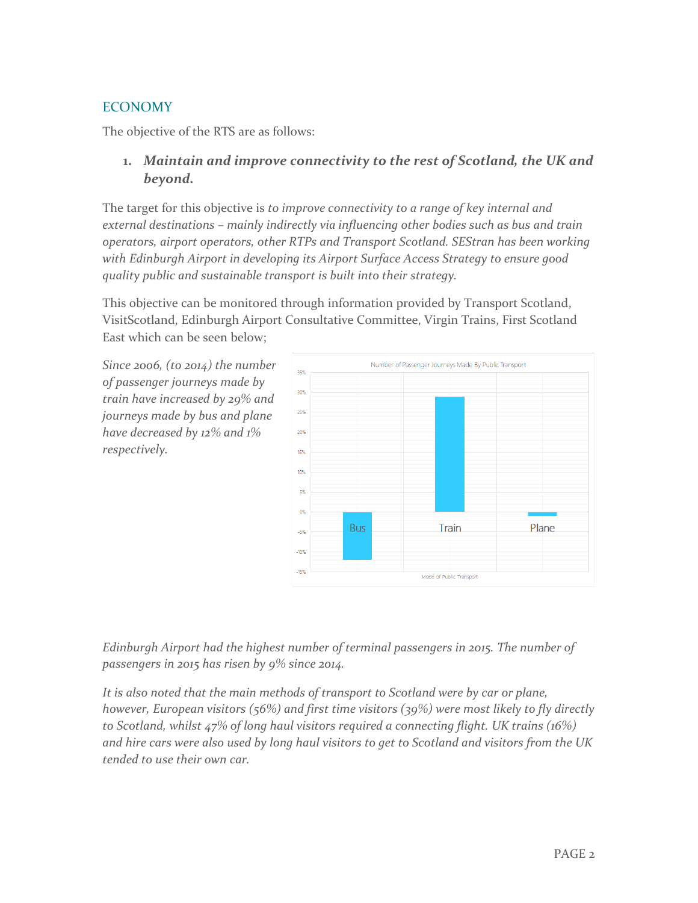## ECONOMY

The objective of the RTS are as follows:

1. ***Maintain and improve connectivity to the rest of Scotland, the UK and beyond.***

The target for this objective is *to improve connectivity to a range of key internal and external destinations – mainly indirectly via influencing other bodies such as bus and train operators, airport operators, other RTPs and Transport Scotland. SEStran has been working with Edinburgh Airport in developing its Airport Surface Access Strategy to ensure good quality public and sustainable transport is built into their strategy.*

This objective can be monitored through information provided by Transport Scotland, VisitScotland, Edinburgh Airport Consultative Committee, Virgin Trains, First Scotland East which can be seen below;

*Since 2006, (to 2014) the number of passenger journeys made by train have increased by 29% and journeys made by bus and plane have decreased by 12% and 1% respectively.*

Number of Passenger Journeys Made By Public Transport

| Mode of Public Transport | Change |
|---|---|
| Bus | -12% |
| Train | 29% |
| Plane | -1% |

*Edinburgh Airport had the highest number of terminal passengers in 2015. The number of passengers in 2015 has risen by 9% since 2014.*

*It is also noted that the main methods of transport to Scotland were by car or plane, however, European visitors (56%) and first time visitors (39%) were most likely to fly directly to Scotland, whilst 47% of long haul visitors required a connecting flight. UK trains (16%) and hire cars were also used by long haul visitors to get to Scotland and visitors from the UK tended to use their own car.*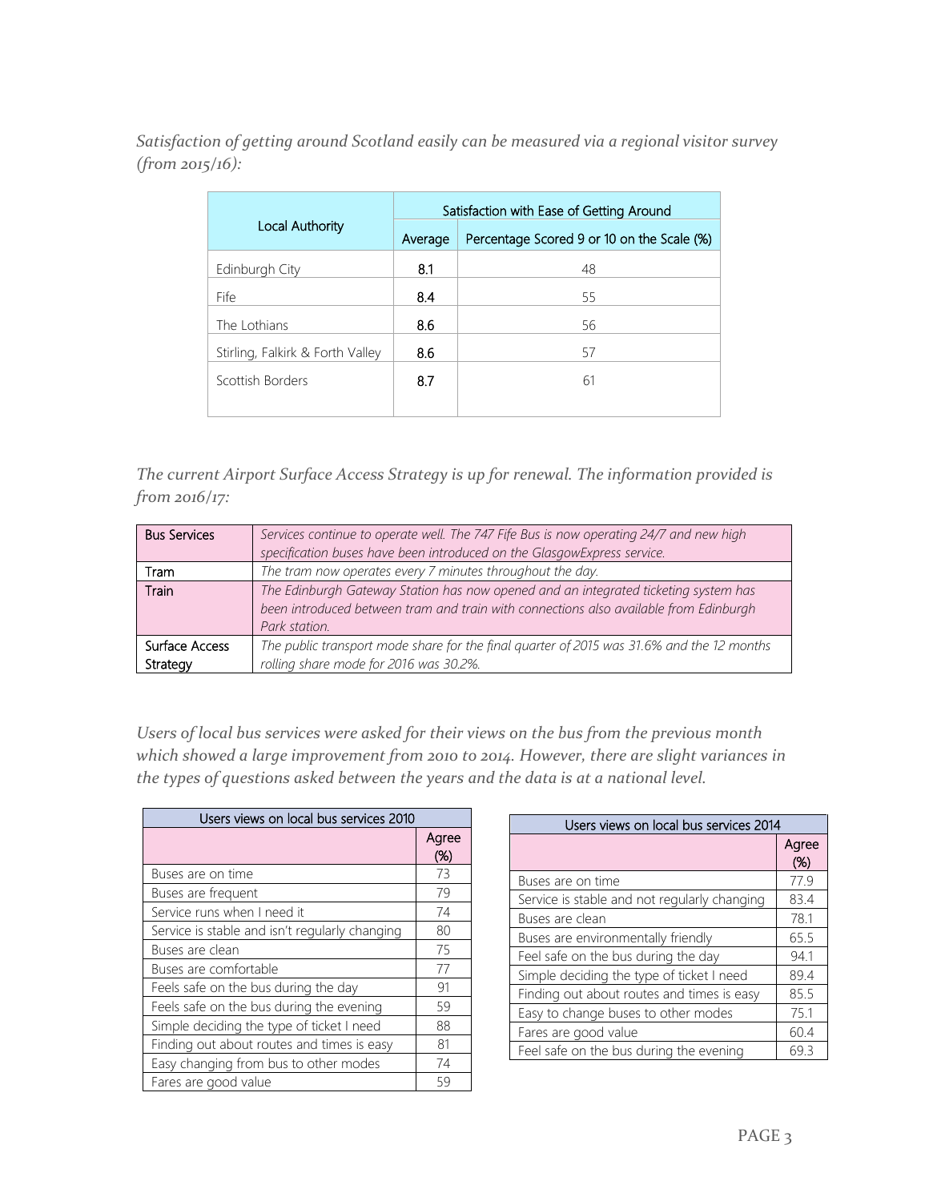*Satisfaction of getting around Scotland easily can be measured via a regional visitor survey (from 2015/16):*

| Local Authority | Satisfaction with Ease of Getting Around | |
|---|---|---|
| | Average | Percentage Scored 9 or 10 on the Scale (%) |
| Edinburgh City | 8.1 | 48 |
| Fife | 8.4 | 55 |
| The Lothians | 8.6 | 56 |
| Stirling, Falkirk & Forth Valley | 8.6 | 57 |
| Scottish Borders | 8.7 | 61 |

*The current Airport Surface Access Strategy is up for renewal. The information provided is from 2016/17:*

| | |
|---|---|
| Bus Services | *Services continue to operate well. The 747 Fife Bus is now operating 24/7 and new high specification buses have been introduced on the GlasgowExpress service.* |
| Tram | *The tram now operates every 7 minutes throughout the day.* |
| Train | *The Edinburgh Gateway Station has now opened and an integrated ticketing system has been introduced between tram and train with connections also available from Edinburgh Park station.* |
| Surface Access Strategy | *The public transport mode share for the final quarter of 2015 was 31.6% and the 12 months rolling share mode for 2016 was 30.2%.* |

*Users of local bus services were asked for their views on the bus from the previous month which showed a large improvement from 2010 to 2014. However, there are slight variances in the types of questions asked between the years and the data is at a national level.*

| Users views on local bus services 2010 | |
|---|---|
| | Agree (%) |
| Buses are on time | 73 |
| Buses are frequent | 79 |
| Service runs when I need it | 74 |
| Service is stable and isn't regularly changing | 80 |
| Buses are clean | 75 |
| Buses are comfortable | 77 |
| Feels safe on the bus during the day | 91 |
| Feels safe on the bus during the evening | 59 |
| Simple deciding the type of ticket I need | 88 |
| Finding out about routes and times is easy | 81 |
| Easy changing from bus to other modes | 74 |
| Fares are good value | 59 |

| Users views on local bus services 2014 | |
|---|---|
| | Agree (%) |
| Buses are on time | 77.9 |
| Service is stable and not regularly changing | 83.4 |
| Buses are clean | 78.1 |
| Buses are environmentally friendly | 65.5 |
| Feel safe on the bus during the day | 94.1 |
| Simple deciding the type of ticket I need | 89.4 |
| Finding out about routes and times is easy | 85.5 |
| Easy to change buses to other modes | 75.1 |
| Fares are good value | 60.4 |
| Feel safe on the bus during the evening | 69.3 |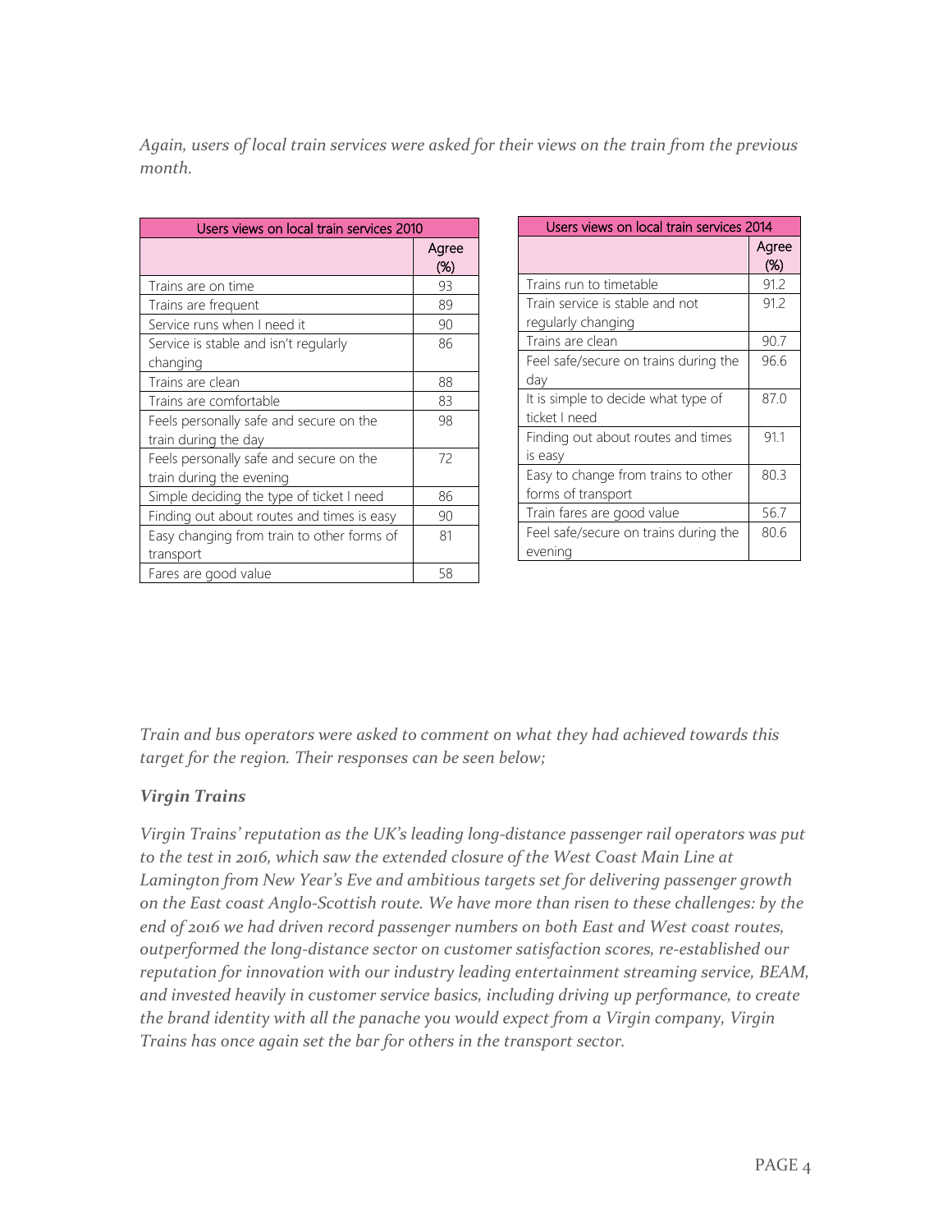*Again, users of local train services were asked for their views on the train from the previous month.*

| Users views on local train services 2010 | |
|---|---|
| | Agree (%) |
| Trains are on time | 93 |
| Trains are frequent | 89 |
| Service runs when I need it | 90 |
| Service is stable and isn't regularly changing | 86 |
| Trains are clean | 88 |
| Trains are comfortable | 83 |
| Feels personally safe and secure on the train during the day | 98 |
| Feels personally safe and secure on the train during the evening | 72 |
| Simple deciding the type of ticket I need | 86 |
| Finding out about routes and times is easy | 90 |
| Easy changing from train to other forms of transport | 81 |
| Fares are good value | 58 |

| Users views on local train services 2014 | |
|---|---|
| | Agree (%) |
| Trains run to timetable | 91.2 |
| Train service is stable and not regularly changing | 91.2 |
| Trains are clean | 90.7 |
| Feel safe/secure on trains during the day | 96.6 |
| It is simple to decide what type of ticket I need | 87.0 |
| Finding out about routes and times is easy | 91.1 |
| Easy to change from trains to other forms of transport | 80.3 |
| Train fares are good value | 56.7 |
| Feel safe/secure on trains during the evening | 80.6 |

*Train and bus operators were asked to comment on what they had achieved towards this target for the region. Their responses can be seen below;*

***Virgin Trains***

*Virgin Trains' reputation as the UK's leading long-distance passenger rail operators was put to the test in 2016, which saw the extended closure of the West Coast Main Line at Lamington from New Year's Eve and ambitious targets set for delivering passenger growth on the East coast Anglo-Scottish route. We have more than risen to these challenges: by the end of 2016 we had driven record passenger numbers on both East and West coast routes, outperformed the long-distance sector on customer satisfaction scores, re-established our reputation for innovation with our industry leading entertainment streaming service, BEAM, and invested heavily in customer service basics, including driving up performance, to create the brand identity with all the panache you would expect from a Virgin company, Virgin Trains has once again set the bar for others in the transport sector.*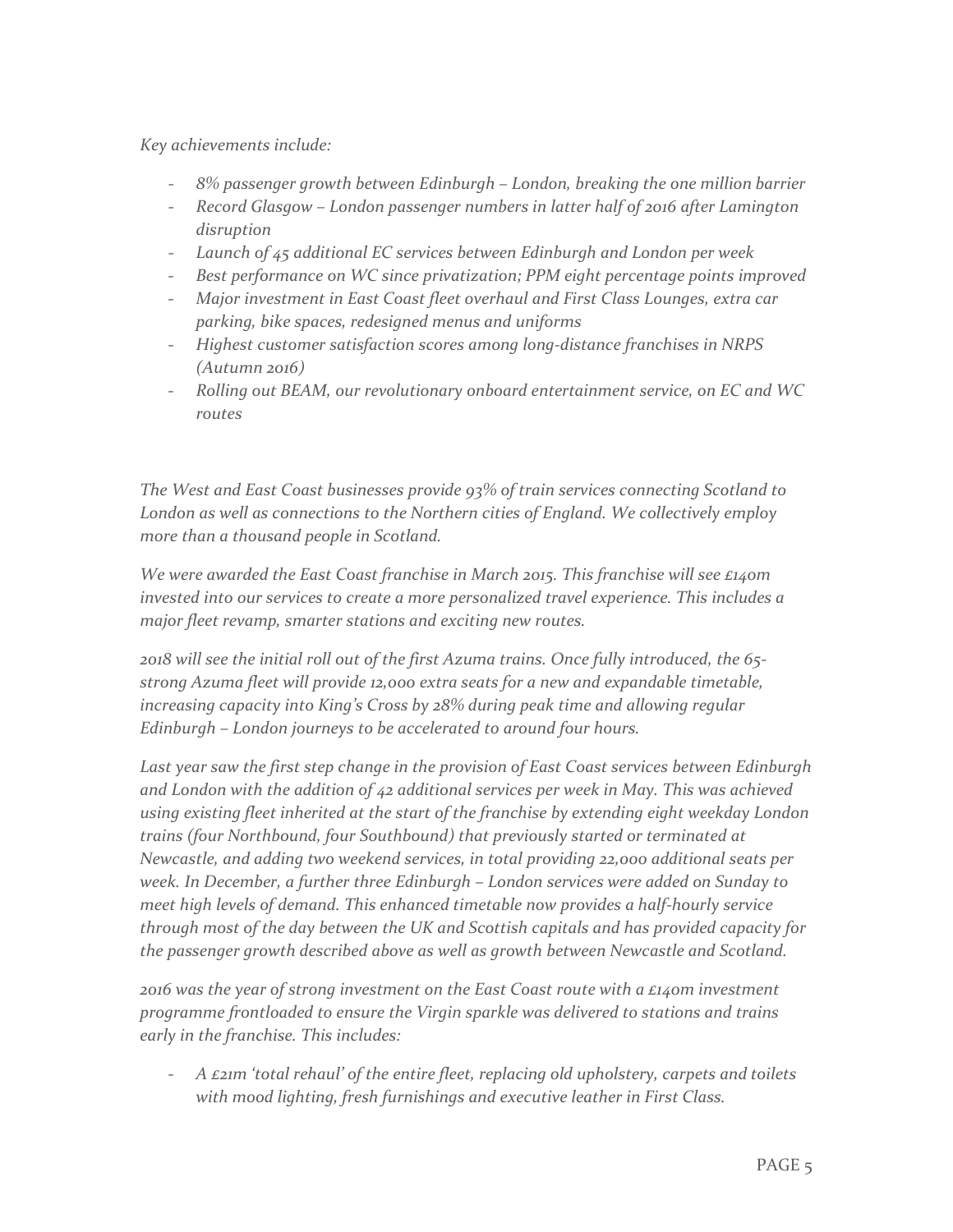*Key achievements include:*

- *8% passenger growth between Edinburgh – London, breaking the one million barrier*
- *Record Glasgow – London passenger numbers in latter half of 2016 after Lamington disruption*
- *Launch of 45 additional EC services between Edinburgh and London per week*
- *Best performance on WC since privatization; PPM eight percentage points improved*
- *Major investment in East Coast fleet overhaul and First Class Lounges, extra car parking, bike spaces, redesigned menus and uniforms*
- *Highest customer satisfaction scores among long-distance franchises in NRPS (Autumn 2016)*
- *Rolling out BEAM, our revolutionary onboard entertainment service, on EC and WC routes*

*The West and East Coast businesses provide 93% of train services connecting Scotland to London as well as connections to the Northern cities of England. We collectively employ more than a thousand people in Scotland.*

*We were awarded the East Coast franchise in March 2015. This franchise will see £140m invested into our services to create a more personalized travel experience. This includes a major fleet revamp, smarter stations and exciting new routes.*

*2018 will see the initial roll out of the first Azuma trains. Once fully introduced, the 65-strong Azuma fleet will provide 12,000 extra seats for a new and expandable timetable, increasing capacity into King's Cross by 28% during peak time and allowing regular Edinburgh – London journeys to be accelerated to around four hours.*

*Last year saw the first step change in the provision of East Coast services between Edinburgh and London with the addition of 42 additional services per week in May. This was achieved using existing fleet inherited at the start of the franchise by extending eight weekday London trains (four Northbound, four Southbound) that previously started or terminated at Newcastle, and adding two weekend services, in total providing 22,000 additional seats per week. In December, a further three Edinburgh – London services were added on Sunday to meet high levels of demand. This enhanced timetable now provides a half-hourly service through most of the day between the UK and Scottish capitals and has provided capacity for the passenger growth described above as well as growth between Newcastle and Scotland.*

*2016 was the year of strong investment on the East Coast route with a £140m investment programme frontloaded to ensure the Virgin sparkle was delivered to stations and trains early in the franchise. This includes:*

- *A £21m 'total rehaul' of the entire fleet, replacing old upholstery, carpets and toilets with mood lighting, fresh furnishings and executive leather in First Class.*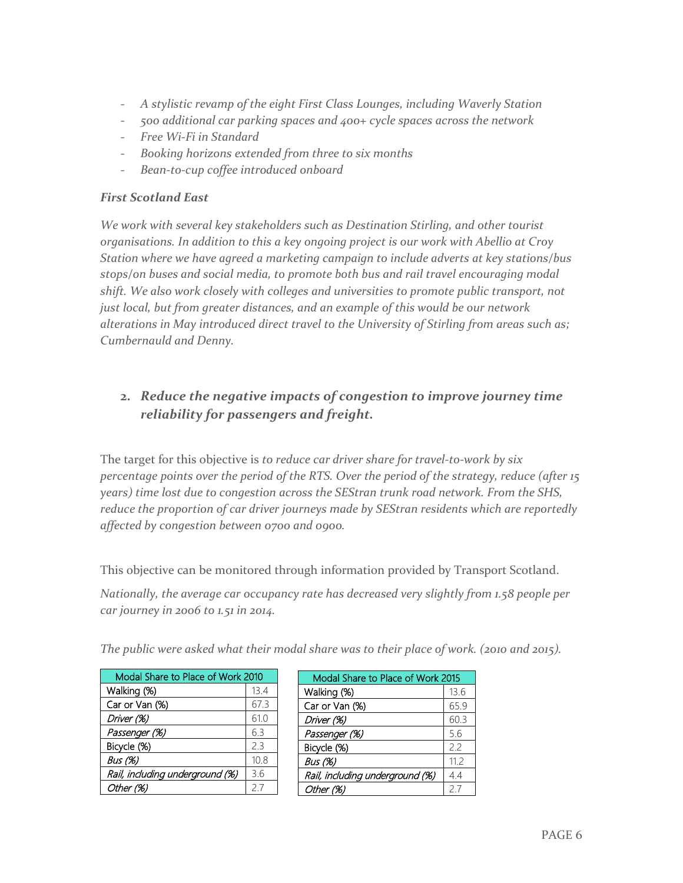- *A stylistic revamp of the eight First Class Lounges, including Waverly Station*
- *500 additional car parking spaces and 400+ cycle spaces across the network*
- *Free Wi-Fi in Standard*
- *Booking horizons extended from three to six months*
- *Bean-to-cup coffee introduced onboard*

***First Scotland East***

*We work with several key stakeholders such as Destination Stirling, and other tourist organisations. In addition to this a key ongoing project is our work with Abellio at Croy Station where we have agreed a marketing campaign to include adverts at key stations/bus stops/on buses and social media, to promote both bus and rail travel encouraging modal shift. We also work closely with colleges and universities to promote public transport, not just local, but from greater distances, and an example of this would be our network alterations in May introduced direct travel to the University of Stirling from areas such as; Cumbernauld and Denny.*

## 2. *Reduce the negative impacts of congestion to improve journey time reliability for passengers and freight.*

The target for this objective is *to reduce car driver share for travel-to-work by six percentage points over the period of the RTS. Over the period of the strategy, reduce (after 15 years) time lost due to congestion across the SEStran trunk road network. From the SHS, reduce the proportion of car driver journeys made by SEStran residents which are reportedly affected by congestion between 0700 and 0900.*

This objective can be monitored through information provided by Transport Scotland.

*Nationally, the average car occupancy rate has decreased very slightly from 1.58 people per car journey in 2006 to 1.51 in 2014.*

*The public were asked what their modal share was to their place of work. (2010 and 2015).*

| Modal Share to Place of Work 2010 | |
|---|---|
| Walking (%) | 13.4 |
| Car or Van (%) | 67.3 |
| *Driver (%)* | 61.0 |
| *Passenger (%)* | 6.3 |
| Bicycle (%) | 2.3 |
| *Bus (%)* | 10.8 |
| *Rail, including underground (%)* | 3.6 |
| *Other (%)* | 2.7 |

| Modal Share to Place of Work 2015 | |
|---|---|
| Walking (%) | 13.6 |
| Car or Van (%) | 65.9 |
| *Driver (%)* | 60.3 |
| *Passenger (%)* | 5.6 |
| Bicycle (%) | 2.2 |
| *Bus (%)* | 11.2 |
| *Rail, including underground (%)* | 4.4 |
| *Other (%)* | 2.7 |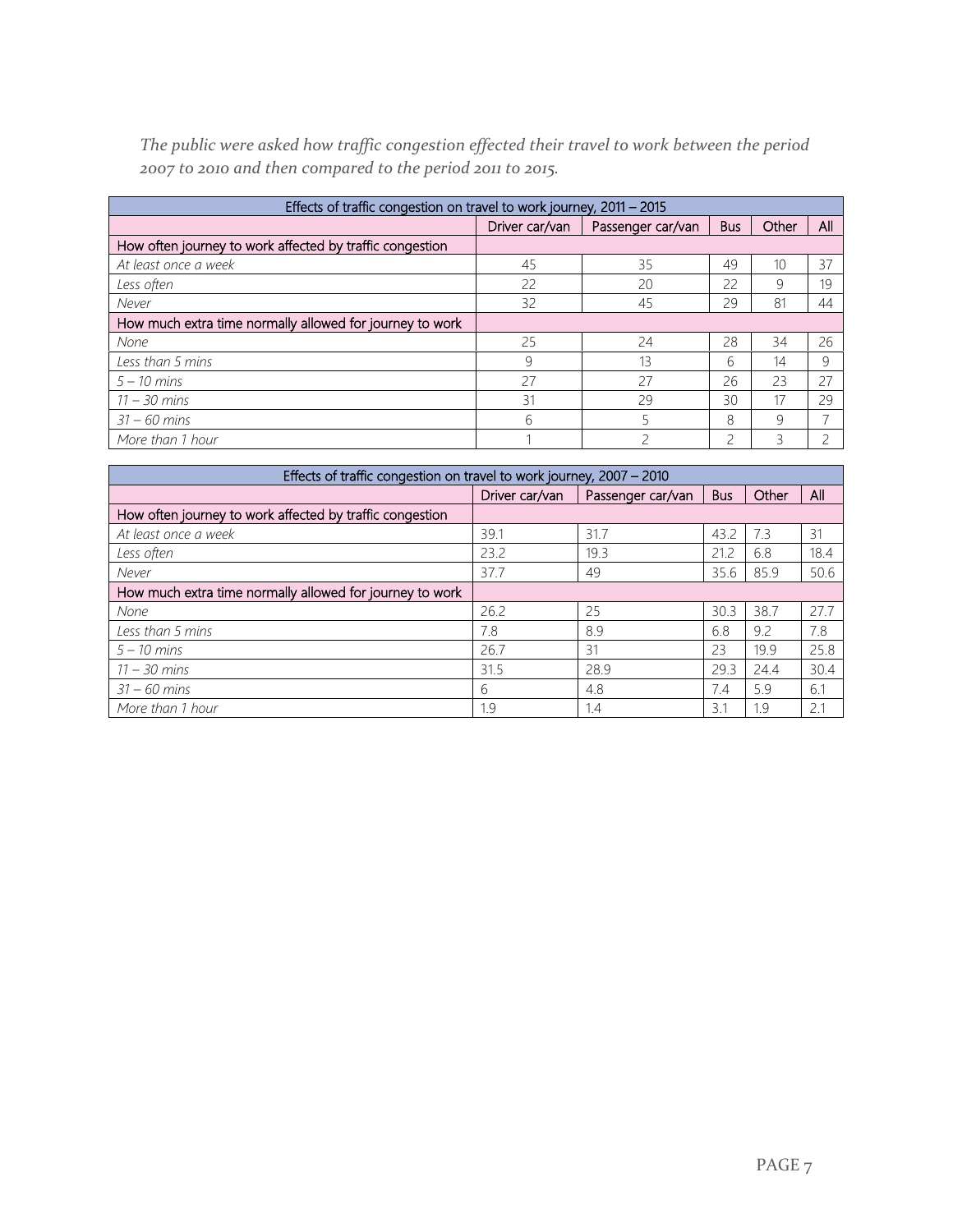*The public were asked how traffic congestion effected their travel to work between the period 2007 to 2010 and then compared to the period 2011 to 2015.*

| Effects of traffic congestion on travel to work journey, 2011 – 2015 | | | | | |
|---|---|---|---|---|---|
| | Driver car/van | Passenger car/van | Bus | Other | All |
| How often journey to work affected by traffic congestion | | | | | |
| *At least once a week* | 45 | 35 | 49 | 10 | 37 |
| *Less often* | 22 | 20 | 22 | 9 | 19 |
| *Never* | 32 | 45 | 29 | 81 | 44 |
| How much extra time normally allowed for journey to work | | | | | |
| *None* | 25 | 24 | 28 | 34 | 26 |
| *Less than 5 mins* | 9 | 13 | 6 | 14 | 9 |
| *5 – 10 mins* | 27 | 27 | 26 | 23 | 27 |
| *11 – 30 mins* | 31 | 29 | 30 | 17 | 29 |
| *31 – 60 mins* | 6 | 5 | 8 | 9 | 7 |
| *More than 1 hour* | 1 | 2 | 2 | 3 | 2 |

| Effects of traffic congestion on travel to work journey, 2007 – 2010 | | | | | |
|---|---|---|---|---|---|
| | Driver car/van | Passenger car/van | Bus | Other | All |
| How often journey to work affected by traffic congestion | | | | | |
| *At least once a week* | 39.1 | 31.7 | 43.2 | 7.3 | 31 |
| *Less often* | 23.2 | 19.3 | 21.2 | 6.8 | 18.4 |
| *Never* | 37.7 | 49 | 35.6 | 85.9 | 50.6 |
| How much extra time normally allowed for journey to work | | | | | |
| *None* | 26.2 | 25 | 30.3 | 38.7 | 27.7 |
| *Less than 5 mins* | 7.8 | 8.9 | 6.8 | 9.2 | 7.8 |
| *5 – 10 mins* | 26.7 | 31 | 23 | 19.9 | 25.8 |
| *11 – 30 mins* | 31.5 | 28.9 | 29.3 | 24.4 | 30.4 |
| *31 – 60 mins* | 6 | 4.8 | 7.4 | 5.9 | 6.1 |
| *More than 1 hour* | 1.9 | 1.4 | 3.1 | 1.9 | 2.1 |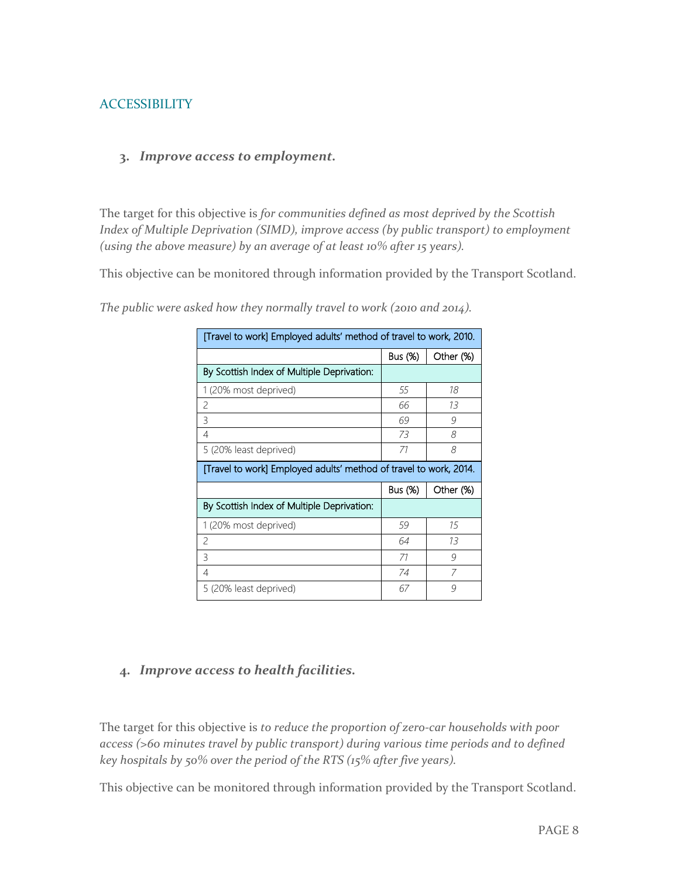## ACCESSIBILITY

### 3. *Improve access to employment.*

The target for this objective is *for communities defined as most deprived by the Scottish Index of Multiple Deprivation (SIMD), improve access (by public transport) to employment (using the above measure) by an average of at least 10% after 15 years).*

This objective can be monitored through information provided by the Transport Scotland.

*The public were asked how they normally travel to work (2010 and 2014).*

| [Travel to work] Employed adults' method of travel to work, 2010. | | |
|---|---|---|
| | Bus (%) | Other (%) |
| By Scottish Index of Multiple Deprivation: | | |
| 1 (20% most deprived) | *55* | *18* |
| 2 | *66* | *13* |
| 3 | *69* | *9* |
| 4 | *73* | *8* |
| 5 (20% least deprived) | *71* | *8* |
| [Travel to work] Employed adults' method of travel to work, 2014. | | |
| | Bus (%) | Other (%) |
| By Scottish Index of Multiple Deprivation: | | |
| 1 (20% most deprived) | *59* | *15* |
| 2 | *64* | *13* |
| 3 | *71* | *9* |
| 4 | *74* | *7* |
| 5 (20% least deprived) | *67* | *9* |

### 4. *Improve access to health facilities.*

The target for this objective is *to reduce the proportion of zero-car households with poor access (>60 minutes travel by public transport) during various time periods and to defined key hospitals by 50% over the period of the RTS (15% after five years).*

This objective can be monitored through information provided by the Transport Scotland.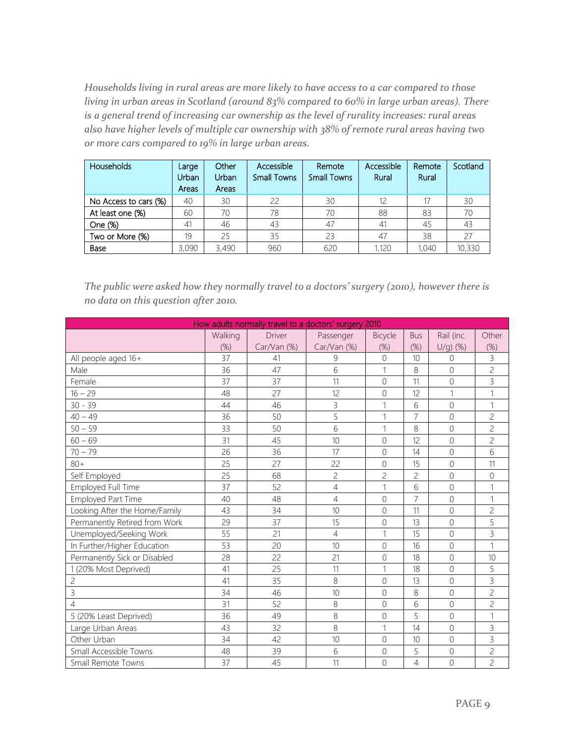*Households living in rural areas are more likely to have access to a car compared to those living in urban areas in Scotland (around 83% compared to 60% in large urban areas). There is a general trend of increasing car ownership as the level of rurality increases: rural areas also have higher levels of multiple car ownership with 38% of remote rural areas having two or more cars compared to 19% in large urban areas.*

| Households | Large Urban Areas | Other Urban Areas | Accessible Small Towns | Remote Small Towns | Accessible Rural | Remote Rural | Scotland |
|---|---|---|---|---|---|---|---|
| No Access to cars (%) | 40 | 30 | 22 | 30 | 12 | 17 | 30 |
| At least one (%) | 60 | 70 | 78 | 70 | 88 | 83 | 70 |
| One (%) | 41 | 46 | 43 | 47 | 41 | 45 | 43 |
| Two or More (%) | 19 | 25 | 35 | 23 | 47 | 38 | 27 |
| Base | 3,090 | 3,490 | 960 | 620 | 1,120 | 1,040 | 10,330 |

*The public were asked how they normally travel to a doctors' surgery (2010), however there is no data on this question after 2010.*

| How adults normally travel to a doctors' surgery 2010 | | | | | | | |
|---|---|---|---|---|---|---|---|
| | Walking (%) | Driver Car/Van (%) | Passenger Car/Van (%) | Bicycle (%) | Bus (%) | Rail (inc. U/g) (%) | Other (%) |
| All people aged 16+ | 37 | 41 | 9 | 0 | 10 | 0 | 3 |
| Male | 36 | 47 | 6 | 1 | 8 | 0 | 2 |
| Female | 37 | 37 | 11 | 0 | 11 | 0 | 3 |
| 16 – 29 | 48 | 27 | 12 | 0 | 12 | 1 | 1 |
| 30 - 39 | 44 | 46 | 3 | 1 | 6 | 0 | 1 |
| 40 – 49 | 36 | 50 | 5 | 1 | 7 | 0 | 2 |
| 50 – 59 | 33 | 50 | 6 | 1 | 8 | 0 | 2 |
| 60 – 69 | 31 | 45 | 10 | 0 | 12 | 0 | 2 |
| 70 – 79 | 26 | 36 | 17 | 0 | 14 | 0 | 6 |
| 80+ | 25 | 27 | 22 | 0 | 15 | 0 | 11 |
| Self Employed | 25 | 68 | 2 | 2 | 2 | 0 | 0 |
| Employed Full Time | 37 | 52 | 4 | 1 | 6 | 0 | 1 |
| Employed Part Time | 40 | 48 | 4 | 0 | 7 | 0 | 1 |
| Looking After the Home/Family | 43 | 34 | 10 | 0 | 11 | 0 | 2 |
| Permanently Retired from Work | 29 | 37 | 15 | 0 | 13 | 0 | 5 |
| Unemployed/Seeking Work | 55 | 21 | 4 | 1 | 15 | 0 | 3 |
| In Further/Higher Education | 53 | 20 | 10 | 0 | 16 | 0 | 1 |
| Permanently Sick or Disabled | 28 | 22 | 21 | 0 | 18 | 0 | 10 |
| 1 (20% Most Deprived) | 41 | 25 | 11 | 1 | 18 | 0 | 5 |
| 2 | 41 | 35 | 8 | 0 | 13 | 0 | 3 |
| 3 | 34 | 46 | 10 | 0 | 8 | 0 | 2 |
| 4 | 31 | 52 | 8 | 0 | 6 | 0 | 2 |
| 5 (20% Least Deprived) | 36 | 49 | 8 | 0 | 5 | 0 | 1 |
| Large Urban Areas | 43 | 32 | 8 | 1 | 14 | 0 | 3 |
| Other Urban | 34 | 42 | 10 | 0 | 10 | 0 | 3 |
| Small Accessible Towns | 48 | 39 | 6 | 0 | 5 | 0 | 2 |
| Small Remote Towns | 37 | 45 | 11 | 0 | 4 | 0 | 2 |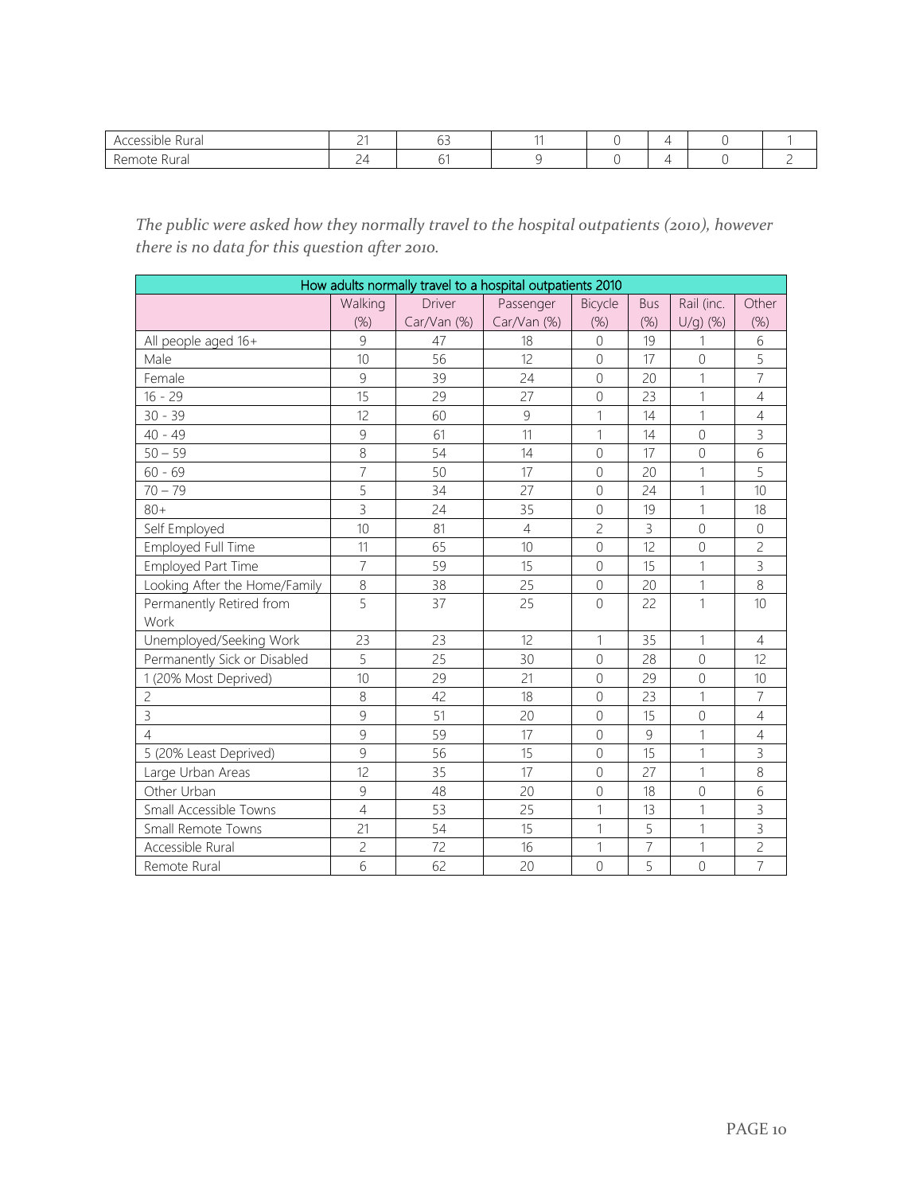| Accessible Rural | 21 | 63 | 11 | 0 | 4 | 0 | 1 |
|---|---|---|---|---|---|---|---|
| Remote Rural | 24 | 61 | 9 | 0 | 4 | 0 | 2 |

*The public were asked how they normally travel to the hospital outpatients (2010), however there is no data for this question after 2010.*

| How adults normally travel to a hospital outpatients 2010 | | | | | | | |
|---|---|---|---|---|---|---|---|
| | Walking (%) | Driver Car/Van (%) | Passenger Car/Van (%) | Bicycle (%) | Bus (%) | Rail (inc. U/g) (%) | Other (%) |
| All people aged 16+ | 9 | 47 | 18 | 0 | 19 | 1 | 6 |
| Male | 10 | 56 | 12 | 0 | 17 | 0 | 5 |
| Female | 9 | 39 | 24 | 0 | 20 | 1 | 7 |
| 16 - 29 | 15 | 29 | 27 | 0 | 23 | 1 | 4 |
| 30 - 39 | 12 | 60 | 9 | 1 | 14 | 1 | 4 |
| 40 - 49 | 9 | 61 | 11 | 1 | 14 | 0 | 3 |
| 50 – 59 | 8 | 54 | 14 | 0 | 17 | 0 | 6 |
| 60 - 69 | 7 | 50 | 17 | 0 | 20 | 1 | 5 |
| 70 – 79 | 5 | 34 | 27 | 0 | 24 | 1 | 10 |
| 80+ | 3 | 24 | 35 | 0 | 19 | 1 | 18 |
| Self Employed | 10 | 81 | 4 | 2 | 3 | 0 | 0 |
| Employed Full Time | 11 | 65 | 10 | 0 | 12 | 0 | 2 |
| Employed Part Time | 7 | 59 | 15 | 0 | 15 | 1 | 3 |
| Looking After the Home/Family | 8 | 38 | 25 | 0 | 20 | 1 | 8 |
| Permanently Retired from Work | 5 | 37 | 25 | 0 | 22 | 1 | 10 |
| Unemployed/Seeking Work | 23 | 23 | 12 | 1 | 35 | 1 | 4 |
| Permanently Sick or Disabled | 5 | 25 | 30 | 0 | 28 | 0 | 12 |
| 1 (20% Most Deprived) | 10 | 29 | 21 | 0 | 29 | 0 | 10 |
| 2 | 8 | 42 | 18 | 0 | 23 | 1 | 7 |
| 3 | 9 | 51 | 20 | 0 | 15 | 0 | 4 |
| 4 | 9 | 59 | 17 | 0 | 9 | 1 | 4 |
| 5 (20% Least Deprived) | 9 | 56 | 15 | 0 | 15 | 1 | 3 |
| Large Urban Areas | 12 | 35 | 17 | 0 | 27 | 1 | 8 |
| Other Urban | 9 | 48 | 20 | 0 | 18 | 0 | 6 |
| Small Accessible Towns | 4 | 53 | 25 | 1 | 13 | 1 | 3 |
| Small Remote Towns | 21 | 54 | 15 | 1 | 5 | 1 | 3 |
| Accessible Rural | 2 | 72 | 16 | 1 | 7 | 1 | 2 |
| Remote Rural | 6 | 62 | 20 | 0 | 5 | 0 | 7 |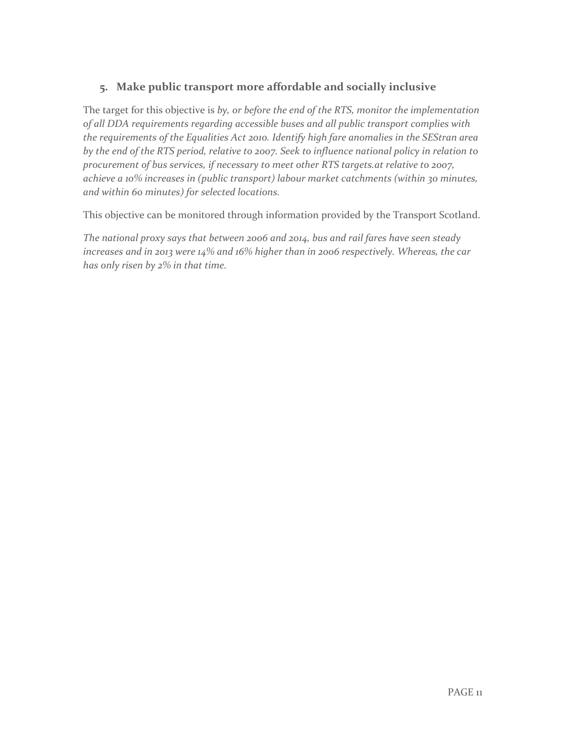## 5. Make public transport more affordable and socially inclusive

The target for this objective is *by, or before the end of the RTS, monitor the implementation of all DDA requirements regarding accessible buses and all public transport complies with the requirements of the Equalities Act 2010. Identify high fare anomalies in the SEStran area by the end of the RTS period, relative to 2007. Seek to influence national policy in relation to procurement of bus services, if necessary to meet other RTS targets.at relative to 2007, achieve a 10% increases in (public transport) labour market catchments (within 30 minutes, and within 60 minutes) for selected locations.*

This objective can be monitored through information provided by the Transport Scotland.

*The national proxy says that between 2006 and 2014, bus and rail fares have seen steady increases and in 2013 were 14% and 16% higher than in 2006 respectively. Whereas, the car has only risen by 2% in that time.*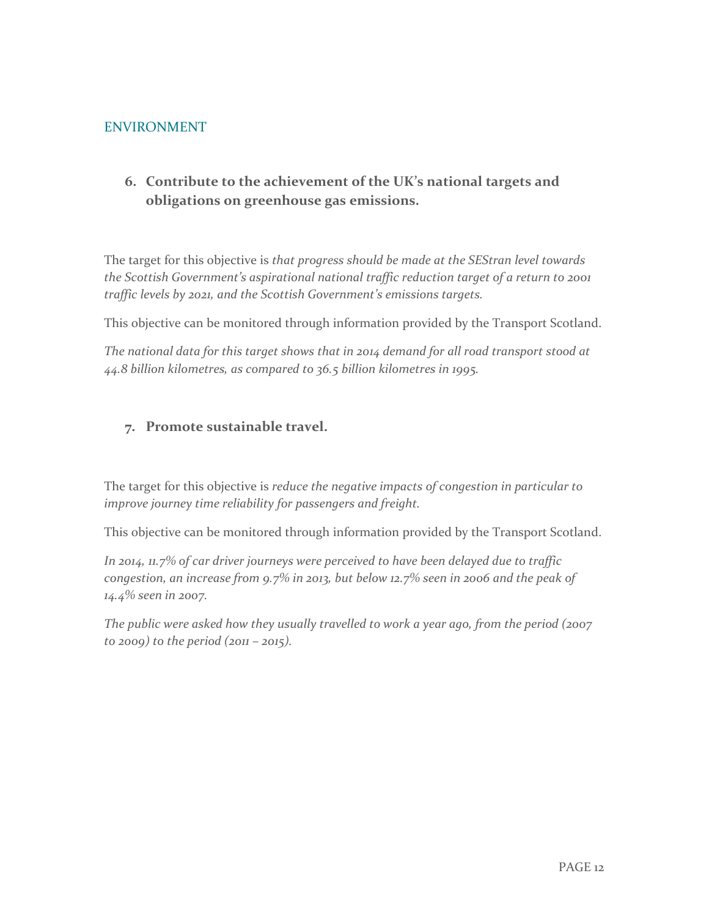## ENVIRONMENT

### 6. Contribute to the achievement of the UK's national targets and obligations on greenhouse gas emissions.

The target for this objective is *that progress should be made at the SEStran level towards the Scottish Government's aspirational national traffic reduction target of a return to 2001 traffic levels by 2021, and the Scottish Government's emissions targets.*

This objective can be monitored through information provided by the Transport Scotland.

*The national data for this target shows that in 2014 demand for all road transport stood at 44.8 billion kilometres, as compared to 36.5 billion kilometres in 1995.*

### 7. Promote sustainable travel.

The target for this objective is *reduce the negative impacts of congestion in particular to improve journey time reliability for passengers and freight.*

This objective can be monitored through information provided by the Transport Scotland.

*In 2014, 11.7% of car driver journeys were perceived to have been delayed due to traffic congestion, an increase from 9.7% in 2013, but below 12.7% seen in 2006 and the peak of 14.4% seen in 2007.*

*The public were asked how they usually travelled to work a year ago, from the period (2007 to 2009) to the period (2011 – 2015).*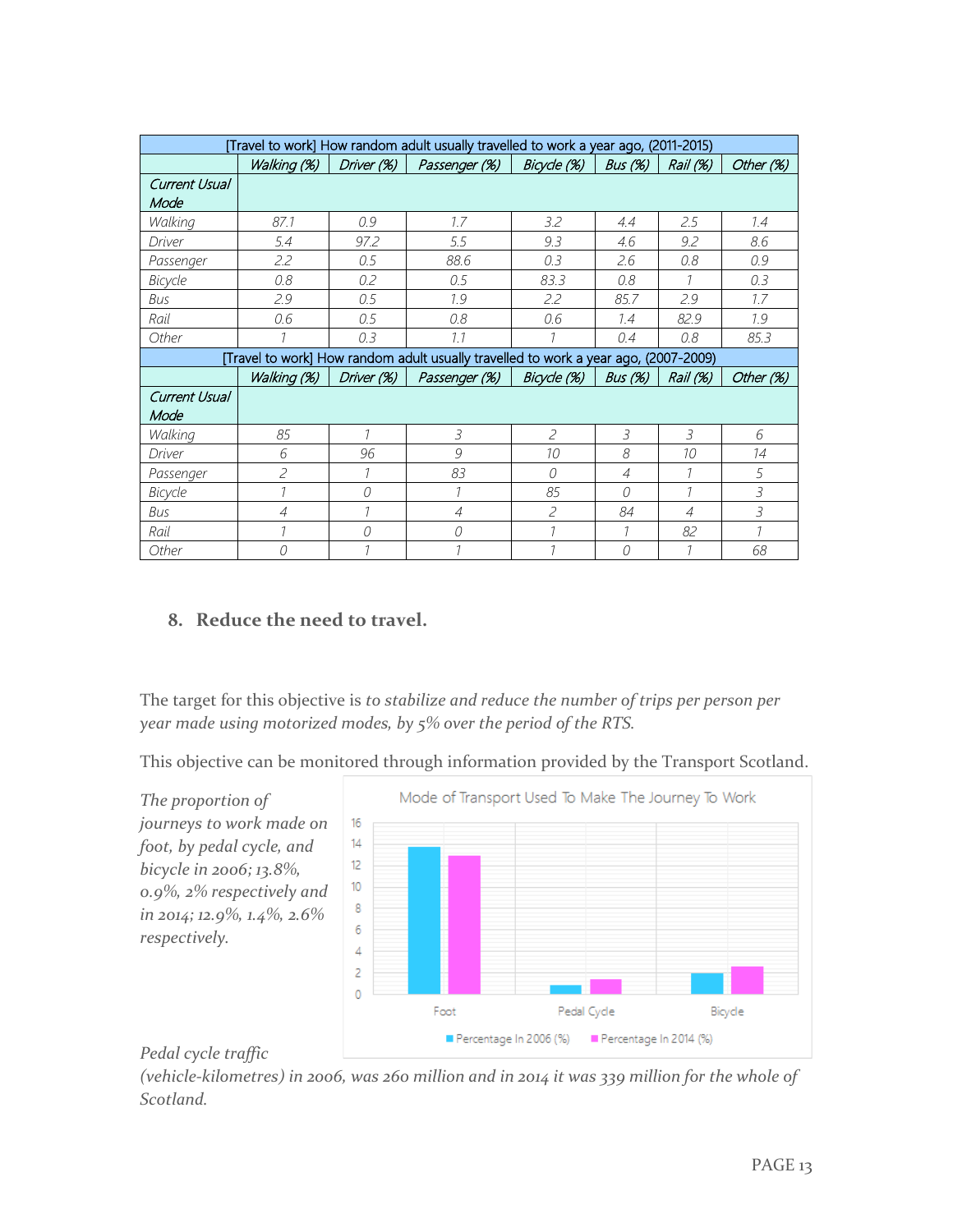| [Travel to work] How random adult usually travelled to work a year ago, (2011-2015) | | | | | | | |
|---|---|---|---|---|---|---|---|
| | *Walking (%)* | *Driver (%)* | *Passenger (%)* | *Bicycle (%)* | *Bus (%)* | *Rail (%)* | *Other (%)* |
| *Current Usual Mode* | | | | | | | |
| *Walking* | *87.1* | *0.9* | *1.7* | *3.2* | *4.4* | *2.5* | *1.4* |
| *Driver* | *5.4* | *97.2* | *5.5* | *9.3* | *4.6* | *9.2* | *8.6* |
| *Passenger* | *2.2* | *0.5* | *88.6* | *0.3* | *2.6* | *0.8* | *0.9* |
| *Bicycle* | *0.8* | *0.2* | *0.5* | *83.3* | *0.8* | *1* | *0.3* |
| *Bus* | *2.9* | *0.5* | *1.9* | *2.2* | *85.7* | *2.9* | *1.7* |
| *Rail* | *0.6* | *0.5* | *0.8* | *0.6* | *1.4* | *82.9* | *1.9* |
| *Other* | *1* | *0.3* | *1.1* | *1* | *0.4* | *0.8* | *85.3* |
| [Travel to work] How random adult usually travelled to work a year ago, (2007-2009) | | | | | | | |
| | *Walking (%)* | *Driver (%)* | *Passenger (%)* | *Bicycle (%)* | *Bus (%)* | *Rail (%)* | *Other (%)* |
| *Current Usual Mode* | | | | | | | |
| *Walking* | *85* | *1* | *3* | *2* | *3* | *3* | *6* |
| *Driver* | *6* | *96* | *9* | *10* | *8* | *10* | *14* |
| *Passenger* | *2* | *1* | *83* | *0* | *4* | *1* | *5* |
| *Bicycle* | *1* | *0* | *1* | *85* | *0* | *1* | *3* |
| *Bus* | *4* | *1* | *4* | *2* | *84* | *4* | *3* |
| *Rail* | *1* | *0* | *0* | *1* | *1* | *82* | *1* |
| *Other* | *0* | *1* | *1* | *1* | *0* | *1* | *68* |

## 8. Reduce the need to travel.

The target for this objective is *to stabilize and reduce the number of trips per person per year made using motorized modes, by 5% over the period of the RTS.*

This objective can be monitored through information provided by the Transport Scotland.

*The proportion of journeys to work made on foot, by pedal cycle, and bicycle in 2006; 13.8%, 0.9%, 2% respectively and in 2014; 12.9%, 1.4%, 2.6% respectively.*

Mode of Transport Used To Make The Journey To Work

| | Percentage In 2006 (%) | Percentage In 2014 (%) |
|---|---|---|
| Foot | 13.8 | 12.9 |
| Pedal Cycle | 0.9 | 1.4 |
| Bicycle | 2 | 2.6 |

*Pedal cycle traffic (vehicle-kilometres) in 2006, was 260 million and in 2014 it was 339 million for the whole of Scotland.*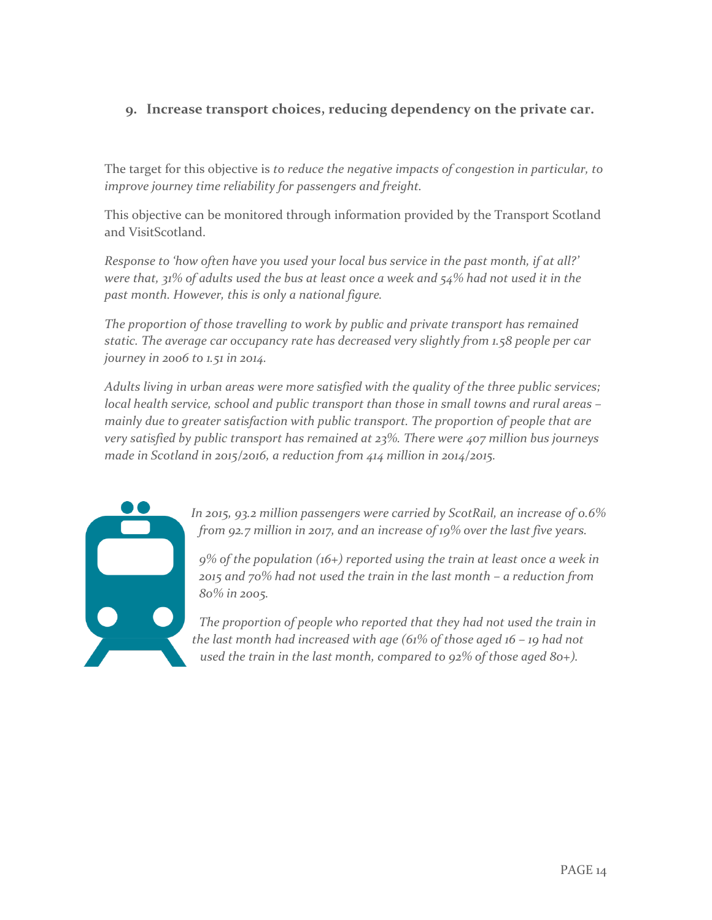## 9. Increase transport choices, reducing dependency on the private car.

The target for this objective is *to reduce the negative impacts of congestion in particular, to improve journey time reliability for passengers and freight.*

This objective can be monitored through information provided by the Transport Scotland and VisitScotland.

*Response to 'how often have you used your local bus service in the past month, if at all?' were that, 31% of adults used the bus at least once a week and 54% had not used it in the past month. However, this is only a national figure.*

*The proportion of those travelling to work by public and private transport has remained static. The average car occupancy rate has decreased very slightly from 1.58 people per car journey in 2006 to 1.51 in 2014.*

*Adults living in urban areas were more satisfied with the quality of the three public services; local health service, school and public transport than those in small towns and rural areas – mainly due to greater satisfaction with public transport. The proportion of people that are very satisfied by public transport has remained at 23%. There were 407 million bus journeys made in Scotland in 2015/2016, a reduction from 414 million in 2014/2015.*

*In 2015, 93.2 million passengers were carried by ScotRail, an increase of 0.6% from 92.7 million in 2017, and an increase of 19% over the last five years.*

*9% of the population (16+) reported using the train at least once a week in 2015 and 70% had not used the train in the last month – a reduction from 80% in 2005.*

*The proportion of people who reported that they had not used the train in the last month had increased with age (61% of those aged 16 – 19 had not used the train in the last month, compared to 92% of those aged 80+).*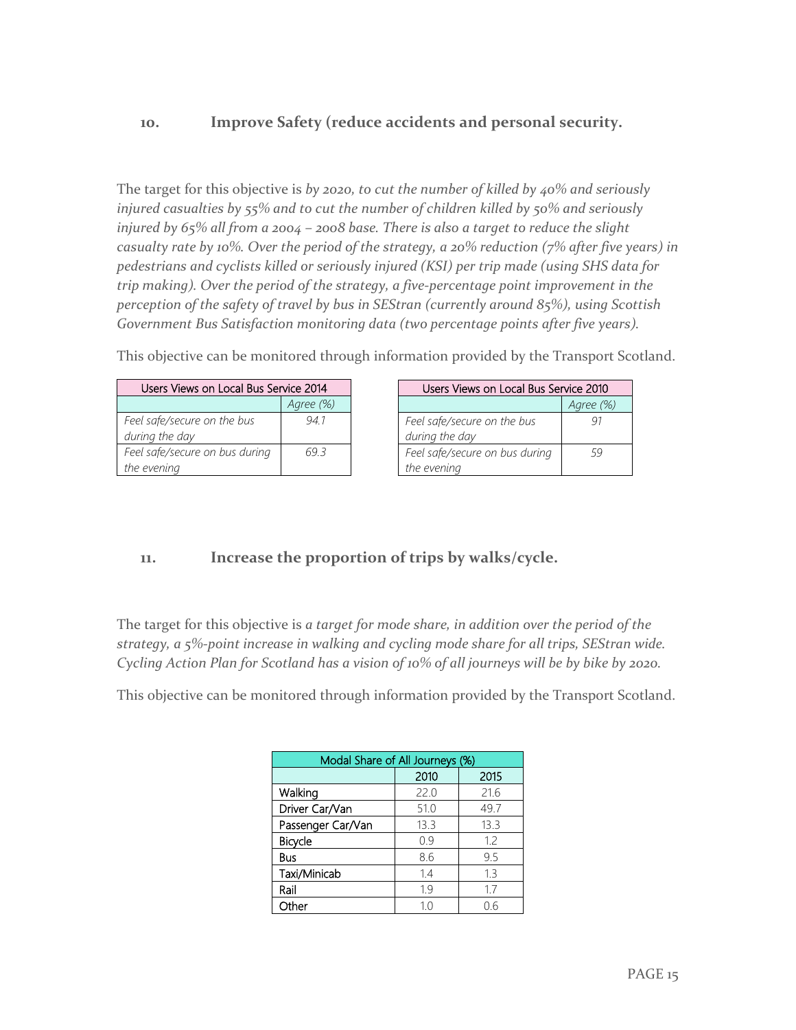## 10. Improve Safety (reduce accidents and personal security.

The target for this objective is *by 2020, to cut the number of killed by 40% and seriously injured casualties by 55% and to cut the number of children killed by 50% and seriously injured by 65% all from a 2004 – 2008 base. There is also a target to reduce the slight casualty rate by 10%. Over the period of the strategy, a 20% reduction (7% after five years) in pedestrians and cyclists killed or seriously injured (KSI) per trip made (using SHS data for trip making). Over the period of the strategy, a five-percentage point improvement in the perception of the safety of travel by bus in SEStran (currently around 85%), using Scottish Government Bus Satisfaction monitoring data (two percentage points after five years).*

This objective can be monitored through information provided by the Transport Scotland.

| Users Views on Local Bus Service 2014 | |
|---|---|
| | *Agree (%)* |
| *Feel safe/secure on the bus during the day* | *94.1* |
| *Feel safe/secure on bus during the evening* | *69.3* |

| Users Views on Local Bus Service 2010 | |
|---|---|
| | *Agree (%)* |
| *Feel safe/secure on the bus during the day* | *91* |
| *Feel safe/secure on bus during the evening* | *59* |

## 11. Increase the proportion of trips by walks/cycle.

The target for this objective is *a target for mode share, in addition over the period of the strategy, a 5%-point increase in walking and cycling mode share for all trips, SEStran wide. Cycling Action Plan for Scotland has a vision of 10% of all journeys will be by bike by 2020.*

This objective can be monitored through information provided by the Transport Scotland.

| Modal Share of All Journeys (%) | | |
|---|---|---|
| | 2010 | 2015 |
| Walking | 22.0 | 21.6 |
| Driver Car/Van | 51.0 | 49.7 |
| Passenger Car/Van | 13.3 | 13.3 |
| Bicycle | 0.9 | 1.2 |
| Bus | 8.6 | 9.5 |
| Taxi/Minicab | 1.4 | 1.3 |
| Rail | 1.9 | 1.7 |
| Other | 1.0 | 0.6 |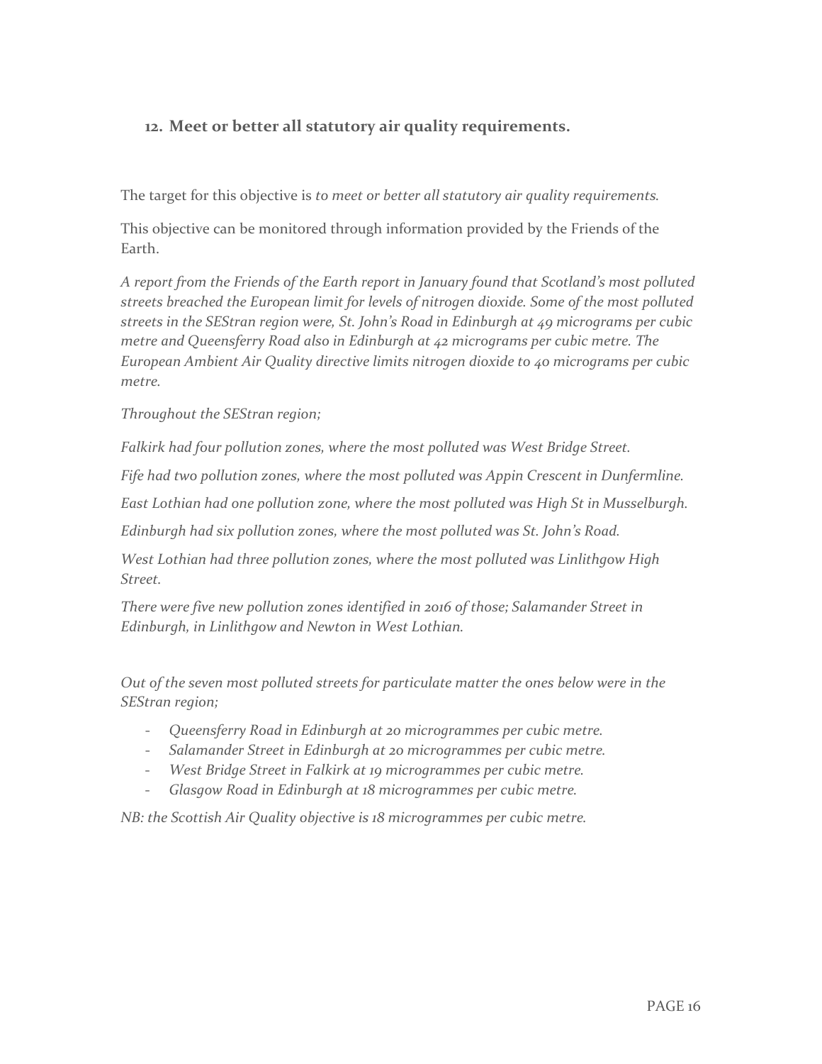## 12. Meet or better all statutory air quality requirements.

The target for this objective is *to meet or better all statutory air quality requirements.*

This objective can be monitored through information provided by the Friends of the Earth.

*A report from the Friends of the Earth report in January found that Scotland's most polluted streets breached the European limit for levels of nitrogen dioxide. Some of the most polluted streets in the SEStran region were, St. John's Road in Edinburgh at 49 micrograms per cubic metre and Queensferry Road also in Edinburgh at 42 micrograms per cubic metre. The European Ambient Air Quality directive limits nitrogen dioxide to 40 micrograms per cubic metre.*

*Throughout the SEStran region;*

*Falkirk had four pollution zones, where the most polluted was West Bridge Street.*

*Fife had two pollution zones, where the most polluted was Appin Crescent in Dunfermline.*

*East Lothian had one pollution zone, where the most polluted was High St in Musselburgh.*

*Edinburgh had six pollution zones, where the most polluted was St. John's Road.*

*West Lothian had three pollution zones, where the most polluted was Linlithgow High Street.*

*There were five new pollution zones identified in 2016 of those; Salamander Street in Edinburgh, in Linlithgow and Newton in West Lothian.*

*Out of the seven most polluted streets for particulate matter the ones below were in the SEStran region;*

- *Queensferry Road in Edinburgh at 20 microgrammes per cubic metre.*
- *Salamander Street in Edinburgh at 20 microgrammes per cubic metre.*
- *West Bridge Street in Falkirk at 19 microgrammes per cubic metre.*
- *Glasgow Road in Edinburgh at 18 microgrammes per cubic metre.*

*NB: the Scottish Air Quality objective is 18 microgrammes per cubic metre.*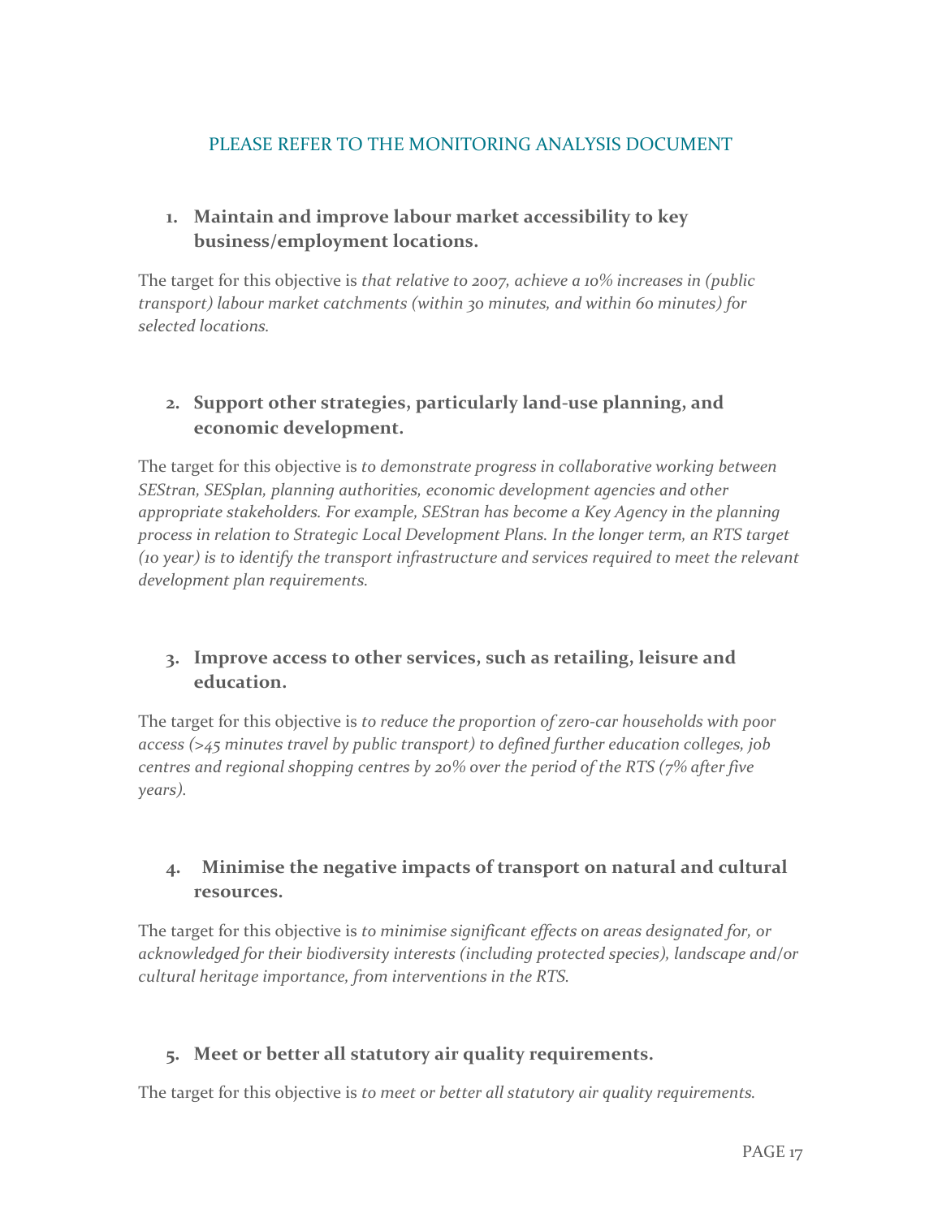PLEASE REFER TO THE MONITORING ANALYSIS DOCUMENT

1. **Maintain and improve labour market accessibility to key business/employment locations.**

The target for this objective is *that relative to 2007, achieve a 10% increases in (public transport) labour market catchments (within 30 minutes, and within 60 minutes) for selected locations.*

2. **Support other strategies, particularly land-use planning, and economic development.**

The target for this objective is *to demonstrate progress in collaborative working between SEStran, SESplan, planning authorities, economic development agencies and other appropriate stakeholders. For example, SEStran has become a Key Agency in the planning process in relation to Strategic Local Development Plans. In the longer term, an RTS target (10 year) is to identify the transport infrastructure and services required to meet the relevant development plan requirements.*

3. **Improve access to other services, such as retailing, leisure and education.**

The target for this objective is *to reduce the proportion of zero-car households with poor access (>45 minutes travel by public transport) to defined further education colleges, job centres and regional shopping centres by 20% over the period of the RTS (7% after five years).*

4. **Minimise the negative impacts of transport on natural and cultural resources.**

The target for this objective is *to minimise significant effects on areas designated for, or acknowledged for their biodiversity interests (including protected species), landscape and/or cultural heritage importance, from interventions in the RTS.*

5. **Meet or better all statutory air quality requirements.**

The target for this objective is *to meet or better all statutory air quality requirements.*